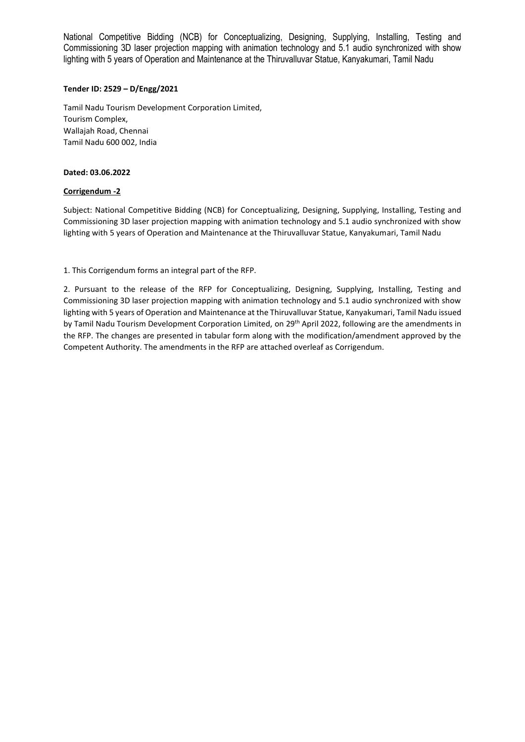National Competitive Bidding (NCB) for Conceptualizing, Designing, Supplying, Installing, Testing and Commissioning 3D laser projection mapping with animation technology and 5.1 audio synchronized with show lighting with 5 years of Operation and Maintenance at the Thiruvalluvar Statue, Kanyakumari, Tamil Nadu

**Tender ID: 2529 – D/Engg/2021**

Tamil Nadu Tourism Development Corporation Limited,
Tourism Complex,
Wallajah Road, Chennai
Tamil Nadu 600 002, India

**Dated: 03.06.2022**

**Corrigendum -2**

Subject: National Competitive Bidding (NCB) for Conceptualizing, Designing, Supplying, Installing, Testing and Commissioning 3D laser projection mapping with animation technology and 5.1 audio synchronized with show lighting with 5 years of Operation and Maintenance at the Thiruvalluvar Statue, Kanyakumari, Tamil Nadu

1. This Corrigendum forms an integral part of the RFP.

2. Pursuant to the release of the RFP for Conceptualizing, Designing, Supplying, Installing, Testing and Commissioning 3D laser projection mapping with animation technology and 5.1 audio synchronized with show lighting with 5 years of Operation and Maintenance at the Thiruvalluvar Statue, Kanyakumari, Tamil Nadu issued by Tamil Nadu Tourism Development Corporation Limited, on 29th April 2022, following are the amendments in the RFP. The changes are presented in tabular form along with the modification/amendment approved by the Competent Authority. The amendments in the RFP are attached overleaf as Corrigendum.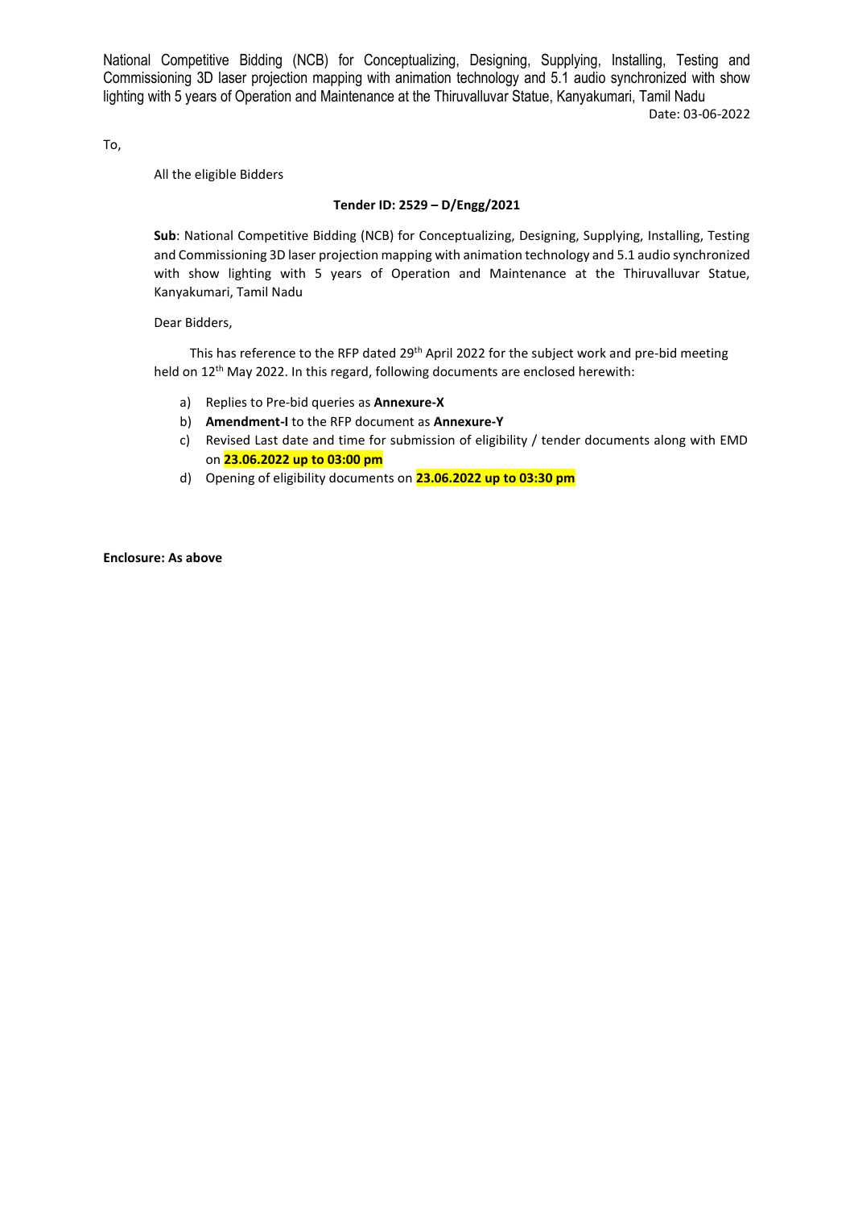National Competitive Bidding (NCB) for Conceptualizing, Designing, Supplying, Installing, Testing and Commissioning 3D laser projection mapping with animation technology and 5.1 audio synchronized with show lighting with 5 years of Operation and Maintenance at the Thiruvalluvar Statue, Kanyakumari, Tamil Nadu

Date: 03-06-2022

To,

All the eligible Bidders

**Tender ID: 2529 – D/Engg/2021**

**Sub**: National Competitive Bidding (NCB) for Conceptualizing, Designing, Supplying, Installing, Testing and Commissioning 3D laser projection mapping with animation technology and 5.1 audio synchronized with show lighting with 5 years of Operation and Maintenance at the Thiruvalluvar Statue, Kanyakumari, Tamil Nadu

Dear Bidders,

This has reference to the RFP dated 29th April 2022 for the subject work and pre-bid meeting held on 12th May 2022. In this regard, following documents are enclosed herewith:

a) Replies to Pre-bid queries as **Annexure-X**
b) **Amendment-I** to the RFP document as **Annexure-Y**
c) Revised Last date and time for submission of eligibility / tender documents along with EMD on **23.06.2022 up to 03:00 pm**
d) Opening of eligibility documents on **23.06.2022 up to 03:30 pm**

**Enclosure: As above**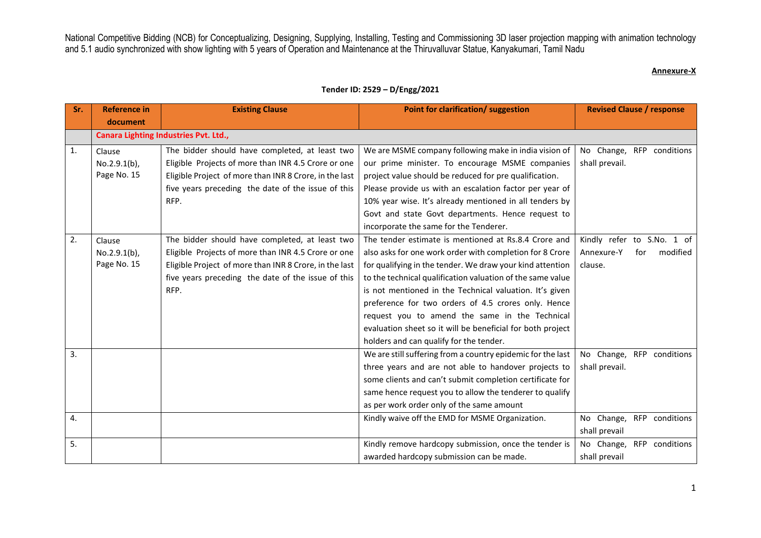National Competitive Bidding (NCB) for Conceptualizing, Designing, Supplying, Installing, Testing and Commissioning 3D laser projection mapping with animation technology and 5.1 audio synchronized with show lighting with 5 years of Operation and Maintenance at the Thiruvalluvar Statue, Kanyakumari, Tamil Nadu

**Annexure-X**

**Tender ID: 2529 – D/Engg/2021**

| Sr. | Reference in document | Existing Clause | Point for clarification/ suggestion | Revised Clause / response |
|---|---|---|---|---|
| | **Canara Lighting Industries Pvt. Ltd.,** | | | |
| 1. | Clause No.2.9.1(b), Page No. 15 | The bidder should have completed, at least two Eligible Projects of more than INR 4.5 Crore or one Eligible Project of more than INR 8 Crore, in the last five years preceding the date of the issue of this RFP. | We are MSME company following make in india vision of our prime minister. To encourage MSME companies project value should be reduced for pre qualification. Please provide us with an escalation factor per year of 10% year wise. It's already mentioned in all tenders by Govt and state Govt departments. Hence request to incorporate the same for the Tenderer. | No Change, RFP conditions shall prevail. |
| 2. | Clause No.2.9.1(b), Page No. 15 | The bidder should have completed, at least two Eligible Projects of more than INR 4.5 Crore or one Eligible Project of more than INR 8 Crore, in the last five years preceding the date of the issue of this RFP. | The tender estimate is mentioned at Rs.8.4 Crore and also asks for one work order with completion for 8 Crore for qualifying in the tender. We draw your kind attention to the technical qualification valuation of the same value is not mentioned in the Technical valuation. It's given preference for two orders of 4.5 crores only. Hence request you to amend the same in the Technical evaluation sheet so it will be beneficial for both project holders and can qualify for the tender. | Kindly refer to S.No. 1 of Annexure-Y for modified clause. |
| 3. | | | We are still suffering from a country epidemic for the last three years and are not able to handover projects to some clients and can't submit completion certificate for same hence request you to allow the tenderer to qualify as per work order only of the same amount | No Change, RFP conditions shall prevail. |
| 4. | | | Kindly waive off the EMD for MSME Organization. | No Change, RFP conditions shall prevail |
| 5. | | | Kindly remove hardcopy submission, once the tender is awarded hardcopy submission can be made. | No Change, RFP conditions shall prevail |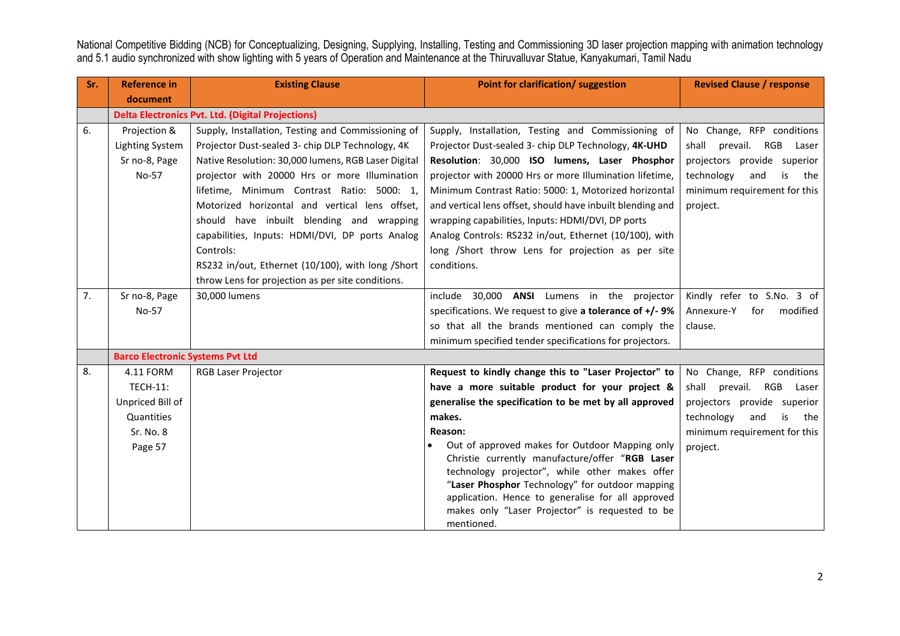National Competitive Bidding (NCB) for Conceptualizing, Designing, Supplying, Installing, Testing and Commissioning 3D laser projection mapping with animation technology and 5.1 audio synchronized with show lighting with 5 years of Operation and Maintenance at the Thiruvalluvar Statue, Kanyakumari, Tamil Nadu

| Sr. | Reference in document | Existing Clause | Point for clarification/ suggestion | Revised Clause / response |
|---|---|---|---|---|
| | **Delta Electronics Pvt. Ltd. (Digital Projections)** | | | |
| 6. | Projection & Lighting System Sr no-8, Page No-57 | Supply, Installation, Testing and Commissioning of Projector Dust-sealed 3- chip DLP Technology, 4K Native Resolution: 30,000 lumens, RGB Laser Digital projector with 20000 Hrs or more Illumination lifetime, Minimum Contrast Ratio: 5000: 1, Motorized horizontal and vertical lens offset, should have inbuilt blending and wrapping capabilities, Inputs: HDMI/DVI, DP ports Analog Controls: RS232 in/out, Ethernet (10/100), with long /Short throw Lens for projection as per site conditions. | Supply, Installation, Testing and Commissioning of Projector Dust-sealed 3- chip DLP Technology, **4K-UHD Resolution**: 30,000 **ISO lumens, Laser Phosphor** projector with 20000 Hrs or more Illumination lifetime, Minimum Contrast Ratio: 5000: 1, Motorized horizontal and vertical lens offset, should have inbuilt blending and wrapping capabilities, Inputs: HDMI/DVI, DP ports Analog Controls: RS232 in/out, Ethernet (10/100), with long /Short throw Lens for projection as per site conditions. | No Change, RFP conditions shall prevail. RGB Laser projectors provide superior technology and is the minimum requirement for this project. |
| 7. | Sr no-8, Page No-57 | 30,000 lumens | include 30,000 **ANSI** Lumens in the projector specifications. We request to give **a tolerance of +/- 9%** so that all the brands mentioned can comply the minimum specified tender specifications for projectors. | Kindly refer to S.No. 3 of Annexure-Y for modified clause. |
| | **Barco Electronic Systems Pvt Ltd** | | | |
| 8. | 4.11 FORM TECH-11: Unpriced Bill of Quantities Sr. No. 8 Page 57 | RGB Laser Projector | **Request to kindly change this to "Laser Projector" to have a more suitable product for your project & generalise the specification to be met by all approved makes.**<br>**Reason:**<br>• Out of approved makes for Outdoor Mapping only Christie currently manufacture/offer "**RGB Laser** technology projector", while other makes offer "**Laser Phosphor** Technology" for outdoor mapping application. Hence to generalise for all approved makes only "Laser Projector" is requested to be mentioned. | No Change, RFP conditions shall prevail. RGB Laser projectors provide superior technology and is the minimum requirement for this project. |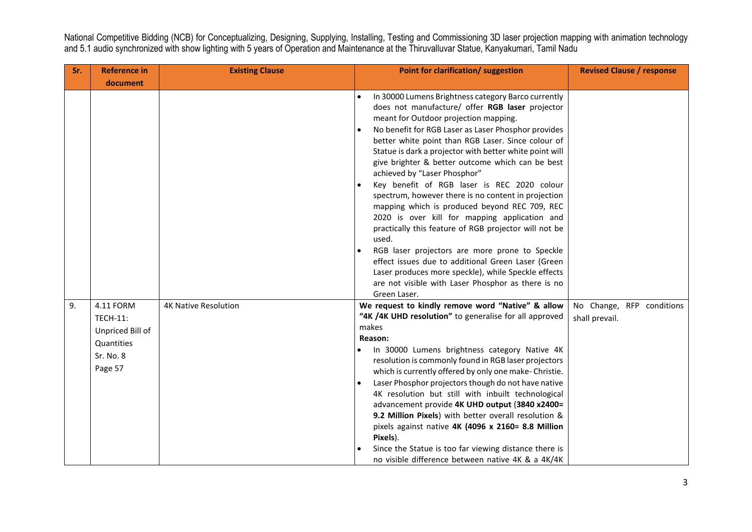National Competitive Bidding (NCB) for Conceptualizing, Designing, Supplying, Installing, Testing and Commissioning 3D laser projection mapping with animation technology and 5.1 audio synchronized with show lighting with 5 years of Operation and Maintenance at the Thiruvalluvar Statue, Kanyakumari, Tamil Nadu

| Sr. | Reference in document | Existing Clause | Point for clarification/ suggestion | Revised Clause / response |
|---|---|---|---|---|
| | | | • In 30000 Lumens Brightness category Barco currently does not manufacture/ offer **RGB laser** projector meant for Outdoor projection mapping.<br>• No benefit for RGB Laser as Laser Phosphor provides better white point than RGB Laser. Since colour of Statue is dark a projector with better white point will give brighter & better outcome which can be best achieved by "Laser Phosphor"<br>• Key benefit of RGB laser is REC 2020 colour spectrum, however there is no content in projection mapping which is produced beyond REC 709, REC 2020 is over kill for mapping application and practically this feature of RGB projector will not be used.<br>• RGB laser projectors are more prone to Speckle effect issues due to additional Green Laser (Green Laser produces more speckle), while Speckle effects are not visible with Laser Phosphor as there is no Green Laser. | |
| 9. | 4.11 FORM TECH-11: Unpriced Bill of Quantities Sr. No. 8 Page 57 | 4K Native Resolution | **We request to kindly remove word "Native" & allow "4K /4K UHD resolution"** to generalise for all approved makes<br>**Reason:**<br>• In 30000 Lumens brightness category Native 4K resolution is commonly found in RGB laser projectors which is currently offered by only one make- Christie.<br>• Laser Phosphor projectors though do not have native 4K resolution but still with inbuilt technological advancement provide **4K UHD output** (**3840 x2400= 9.2 Million Pixels**) with better overall resolution & pixels against native **4K (4096 x 2160= 8.8 Million Pixels**).<br>• Since the Statue is too far viewing distance there is no visible difference between native 4K & a 4K/4K | No Change, RFP conditions shall prevail. |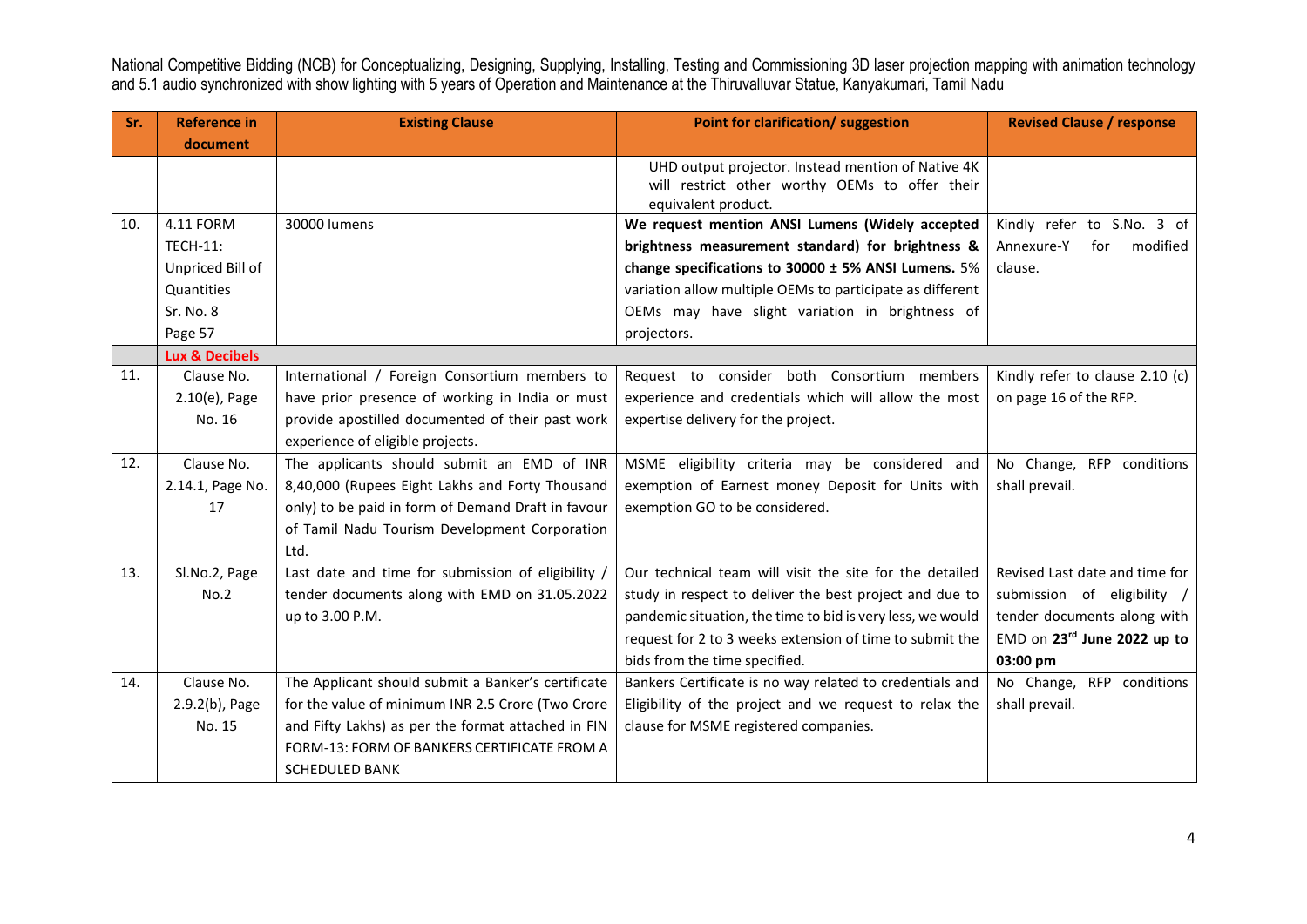National Competitive Bidding (NCB) for Conceptualizing, Designing, Supplying, Installing, Testing and Commissioning 3D laser projection mapping with animation technology and 5.1 audio synchronized with show lighting with 5 years of Operation and Maintenance at the Thiruvalluvar Statue, Kanyakumari, Tamil Nadu

| Sr. | Reference in document | Existing Clause | Point for clarification/ suggestion | Revised Clause / response |
|---|---|---|---|---|
| | | | UHD output projector. Instead mention of Native 4K will restrict other worthy OEMs to offer their equivalent product. | |
| 10. | 4.11 FORM TECH-11: Unpriced Bill of Quantities Sr. No. 8 Page 57 | 30000 lumens | **We request mention ANSI Lumens (Widely accepted brightness measurement standard) for brightness & change specifications to 30000 ± 5% ANSI Lumens.** 5% variation allow multiple OEMs to participate as different OEMs may have slight variation in brightness of projectors. | Kindly refer to S.No. 3 of Annexure-Y for modified clause. |
| | **Lux & Decibels** | | | |
| 11. | Clause No. 2.10(e), Page No. 16 | International / Foreign Consortium members to have prior presence of working in India or must provide apostilled documented of their past work experience of eligible projects. | Request to consider both Consortium members experience and credentials which will allow the most expertise delivery for the project. | Kindly refer to clause 2.10 (c) on page 16 of the RFP. |
| 12. | Clause No. 2.14.1, Page No. 17 | The applicants should submit an EMD of INR 8,40,000 (Rupees Eight Lakhs and Forty Thousand only) to be paid in form of Demand Draft in favour of Tamil Nadu Tourism Development Corporation Ltd. | MSME eligibility criteria may be considered and exemption of Earnest money Deposit for Units with exemption GO to be considered. | No Change, RFP conditions shall prevail. |
| 13. | Sl.No.2, Page No.2 | Last date and time for submission of eligibility / tender documents along with EMD on 31.05.2022 up to 3.00 P.M. | Our technical team will visit the site for the detailed study in respect to deliver the best project and due to pandemic situation, the time to bid is very less, we would request for 2 to 3 weeks extension of time to submit the bids from the time specified. | Revised Last date and time for submission of eligibility / tender documents along with EMD on **23rd June 2022 up to 03:00 pm** |
| 14. | Clause No. 2.9.2(b), Page No. 15 | The Applicant should submit a Banker's certificate for the value of minimum INR 2.5 Crore (Two Crore and Fifty Lakhs) as per the format attached in FIN FORM-13: FORM OF BANKERS CERTIFICATE FROM A SCHEDULED BANK | Bankers Certificate is no way related to credentials and Eligibility of the project and we request to relax the clause for MSME registered companies. | No Change, RFP conditions shall prevail. |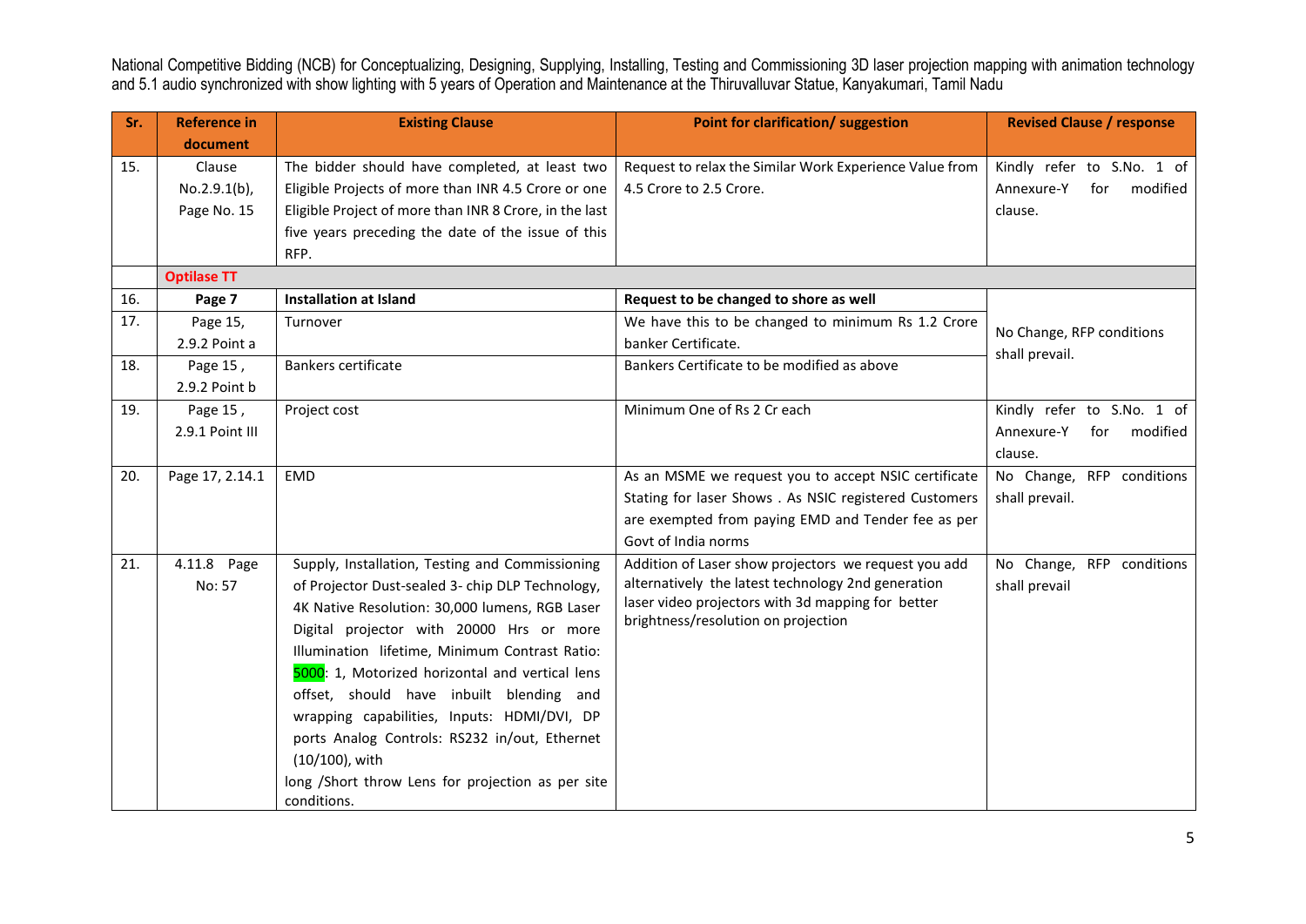National Competitive Bidding (NCB) for Conceptualizing, Designing, Supplying, Installing, Testing and Commissioning 3D laser projection mapping with animation technology and 5.1 audio synchronized with show lighting with 5 years of Operation and Maintenance at the Thiruvalluvar Statue, Kanyakumari, Tamil Nadu

| Sr. | Reference in document | Existing Clause | Point for clarification/ suggestion | Revised Clause / response |
|---|---|---|---|---|
| 15. | Clause No.2.9.1(b), Page No. 15 | The bidder should have completed, at least two Eligible Projects of more than INR 4.5 Crore or one Eligible Project of more than INR 8 Crore, in the last five years preceding the date of the issue of this RFP. | Request to relax the Similar Work Experience Value from 4.5 Crore to 2.5 Crore. | Kindly refer to S.No. 1 of Annexure-Y for modified clause. |
| | **Optilase TT** | | | |
| 16. | **Page 7** | **Installation at Island** | **Request to be changed to shore as well** | No Change, RFP conditions shall prevail. |
| 17. | Page 15, 2.9.2 Point a | Turnover | We have this to be changed to minimum Rs 1.2 Crore banker Certificate. | |
| 18. | Page 15 , 2.9.2 Point b | Bankers certificate | Bankers Certificate to be modified as above | |
| 19. | Page 15 , 2.9.1 Point III | Project cost | Minimum One of Rs 2 Cr each | Kindly refer to S.No. 1 of Annexure-Y for modified clause. |
| 20. | Page 17, 2.14.1 | EMD | As an MSME we request you to accept NSIC certificate Stating for laser Shows . As NSIC registered Customers are exempted from paying EMD and Tender fee as per Govt of India norms | No Change, RFP conditions shall prevail. |
| 21. | 4.11.8 Page No: 57 | Supply, Installation, Testing and Commissioning of Projector Dust-sealed 3- chip DLP Technology, 4K Native Resolution: 30,000 lumens, RGB Laser Digital projector with 20000 Hrs or more Illumination lifetime, Minimum Contrast Ratio: 5000: 1, Motorized horizontal and vertical lens offset, should have inbuilt blending and wrapping capabilities, Inputs: HDMI/DVI, DP ports Analog Controls: RS232 in/out, Ethernet (10/100), with long /Short throw Lens for projection as per site conditions. | Addition of Laser show projectors we request you add alternatively the latest technology 2nd generation laser video projectors with 3d mapping for better brightness/resolution on projection | No Change, RFP conditions shall prevail |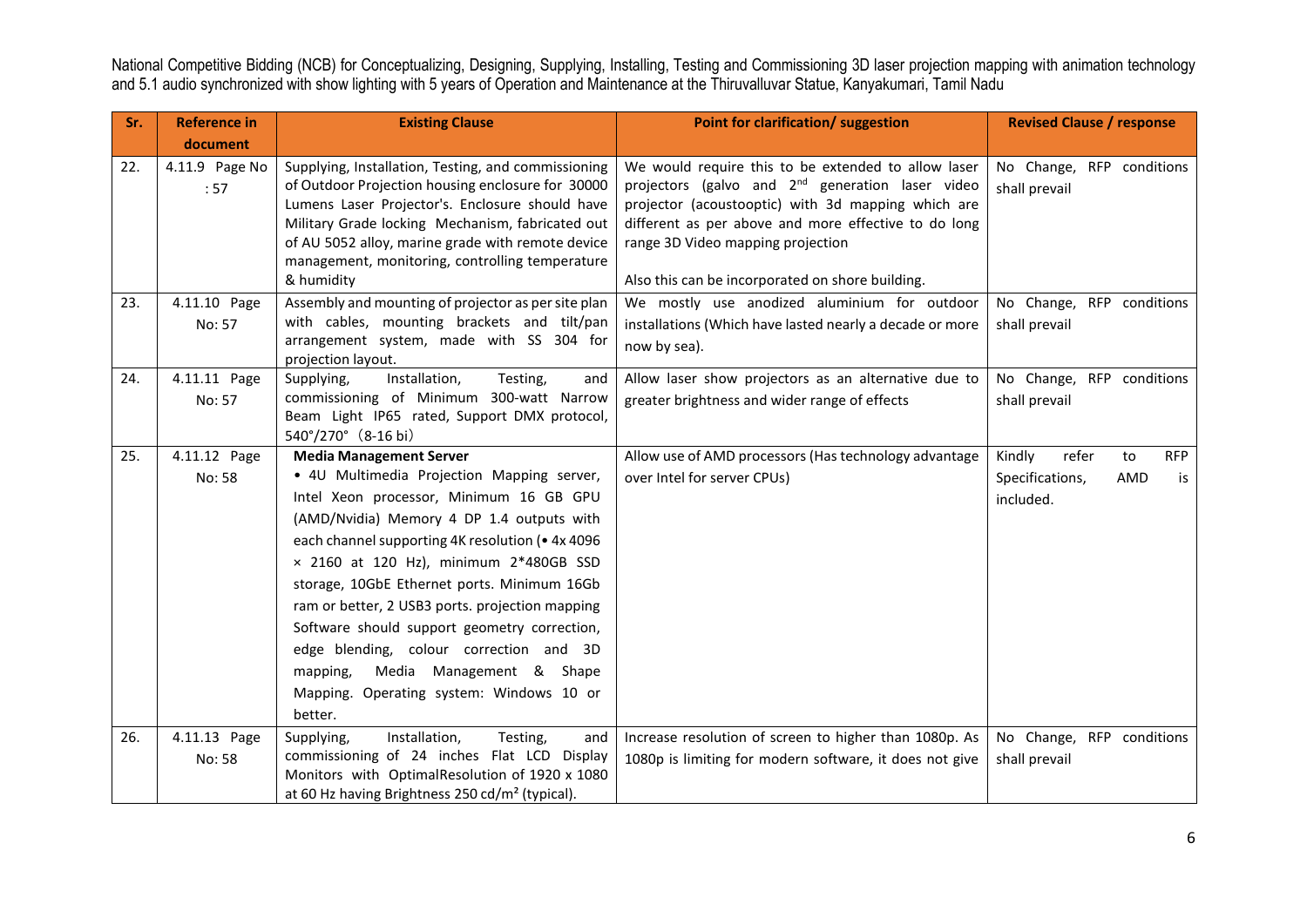| Sr. | Reference in document | Existing Clause | Point for clarification/ suggestion | Revised Clause / response |
|---|---|---|---|---|
| 22. | 4.11.9 Page No : 57 | Supplying, Installation, Testing, and commissioning of Outdoor Projection housing enclosure for 30000 Lumens Laser Projector's. Enclosure should have Military Grade locking Mechanism, fabricated out of AU 5052 alloy, marine grade with remote device management, monitoring, controlling temperature & humidity | We would require this to be extended to allow laser projectors (galvo and 2[nd] generation laser video projector (acoustooptic) with 3d mapping which are different as per above and more effective to do long range 3D Video mapping projection<br><br>Also this can be incorporated on shore building. | No Change, RFP conditions shall prevail |
| 23. | 4.11.10 Page No: 57 | Assembly and mounting of projector as per site plan with cables, mounting brackets and tilt/pan arrangement system, made with SS 304 for projection layout. | We mostly use anodized aluminium for outdoor installations (Which have lasted nearly a decade or more now by sea). | No Change, RFP conditions shall prevail |
| 24. | 4.11.11 Page No: 57 | Supplying, Installation, Testing, and commissioning of Minimum 300-watt Narrow Beam Light IP65 rated, Support DMX protocol, 540°/270° (8-16 bi) | Allow laser show projectors as an alternative due to greater brightness and wider range of effects | No Change, RFP conditions shall prevail |
| 25. | 4.11.12 Page No: 58 | **Media Management Server**<br>• 4U Multimedia Projection Mapping server, Intel Xeon processor, Minimum 16 GB GPU (AMD/Nvidia) Memory 4 DP 1.4 outputs with each channel supporting 4K resolution (• 4x 4096 × 2160 at 120 Hz), minimum 2*480GB SSD storage, 10GbE Ethernet ports. Minimum 16Gb ram or better, 2 USB3 ports. projection mapping Software should support geometry correction, edge blending, colour correction and 3D mapping, Media Management & Shape Mapping. Operating system: Windows 10 or better. | Allow use of AMD processors (Has technology advantage over Intel for server CPUs) | Kindly refer to RFP Specifications, AMD is included. |
| 26. | 4.11.13 Page No: 58 | Supplying, Installation, Testing, and commissioning of 24 inches Flat LCD Display Monitors with OptimalResolution of 1920 x 1080 at 60 Hz having Brightness 250 cd/m² (typical). | Increase resolution of screen to higher than 1080p. As 1080p is limiting for modern software, it does not give | No Change, RFP conditions shall prevail |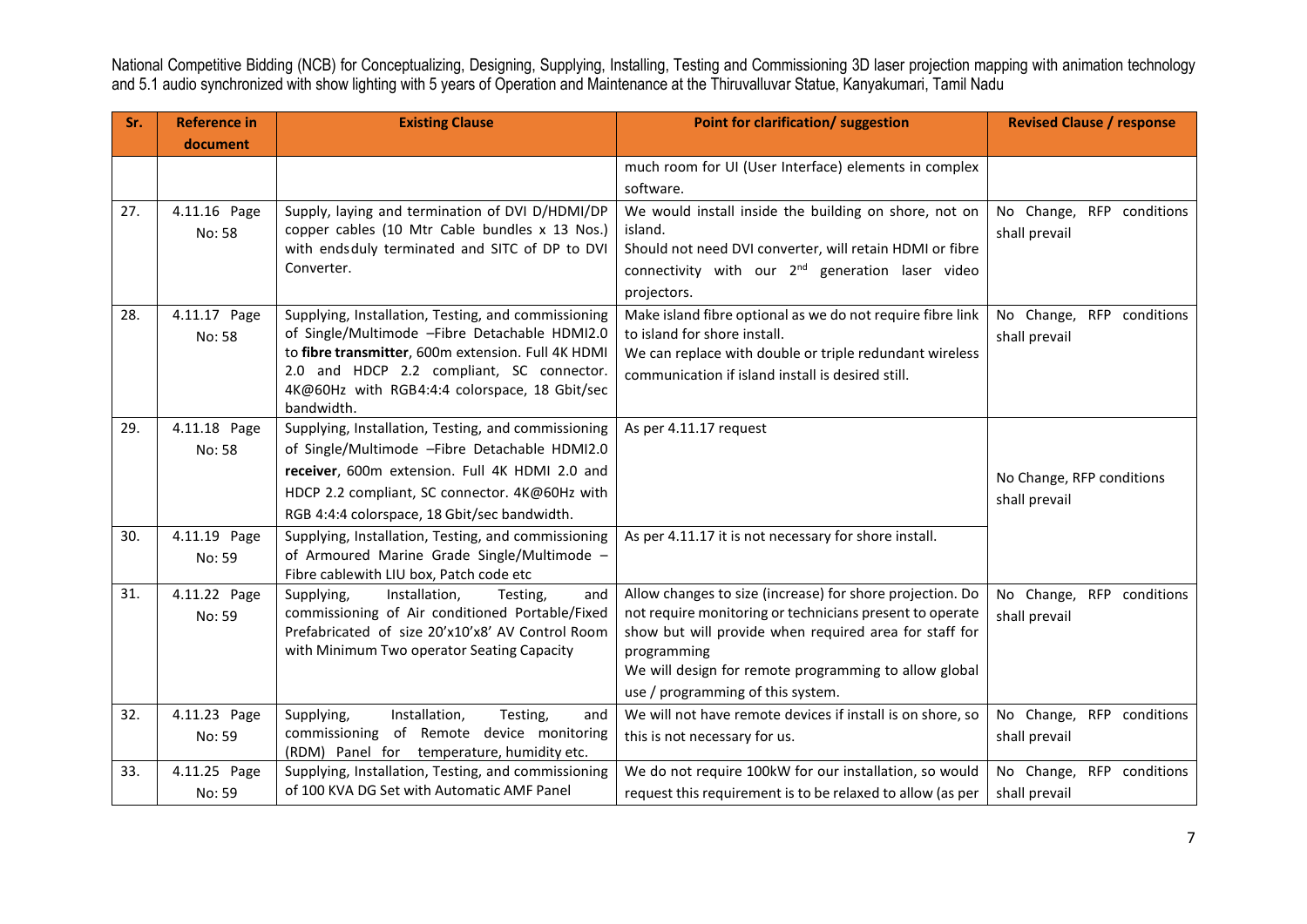National Competitive Bidding (NCB) for Conceptualizing, Designing, Supplying, Installing, Testing and Commissioning 3D laser projection mapping with animation technology and 5.1 audio synchronized with show lighting with 5 years of Operation and Maintenance at the Thiruvalluvar Statue, Kanyakumari, Tamil Nadu

| Sr. | Reference in document | Existing Clause | Point for clarification/ suggestion | Revised Clause / response |
|---|---|---|---|---|
| | | | much room for UI (User Interface) elements in complex software. | |
| 27. | 4.11.16 Page No: 58 | Supply, laying and termination of DVI D/HDMI/DP copper cables (10 Mtr Cable bundles x 13 Nos.) with endsduly terminated and SITC of DP to DVI Converter. | We would install inside the building on shore, not on island. Should not need DVI converter, will retain HDMI or fibre connectivity with our 2nd generation laser video projectors. | No Change, RFP conditions shall prevail |
| 28. | 4.11.17 Page No: 58 | Supplying, Installation, Testing, and commissioning of Single/Multimode –Fibre Detachable HDMI2.0 to **fibre transmitter**, 600m extension. Full 4K HDMI 2.0 and HDCP 2.2 compliant, SC connector. 4K@60Hz with RGB4:4:4 colorspace, 18 Gbit/sec bandwidth. | Make island fibre optional as we do not require fibre link to island for shore install. We can replace with double or triple redundant wireless communication if island install is desired still. | No Change, RFP conditions shall prevail |
| 29. | 4.11.18 Page No: 58 | Supplying, Installation, Testing, and commissioning of Single/Multimode –Fibre Detachable HDMI2.0 **receiver**, 600m extension. Full 4K HDMI 2.0 and HDCP 2.2 compliant, SC connector. 4K@60Hz with RGB 4:4:4 colorspace, 18 Gbit/sec bandwidth. | As per 4.11.17 request | No Change, RFP conditions shall prevail |
| 30. | 4.11.19 Page No: 59 | Supplying, Installation, Testing, and commissioning of Armoured Marine Grade Single/Multimode – Fibre cablewith LIU box, Patch code etc | As per 4.11.17 it is not necessary for shore install. | |
| 31. | 4.11.22 Page No: 59 | Supplying, Installation, Testing, and commissioning of Air conditioned Portable/Fixed Prefabricated of size 20'x10'x8' AV Control Room with Minimum Two operator Seating Capacity | Allow changes to size (increase) for shore projection. Do not require monitoring or technicians present to operate show but will provide when required area for staff for programming. We will design for remote programming to allow global use / programming of this system. | No Change, RFP conditions shall prevail |
| 32. | 4.11.23 Page No: 59 | Supplying, Installation, Testing, and commissioning of Remote device monitoring (RDM) Panel for temperature, humidity etc. | We will not have remote devices if install is on shore, so this is not necessary for us. | No Change, RFP conditions shall prevail |
| 33. | 4.11.25 Page No: 59 | Supplying, Installation, Testing, and commissioning of 100 KVA DG Set with Automatic AMF Panel | We do not require 100kW for our installation, so would request this requirement is to be relaxed to allow (as per | No Change, RFP conditions shall prevail |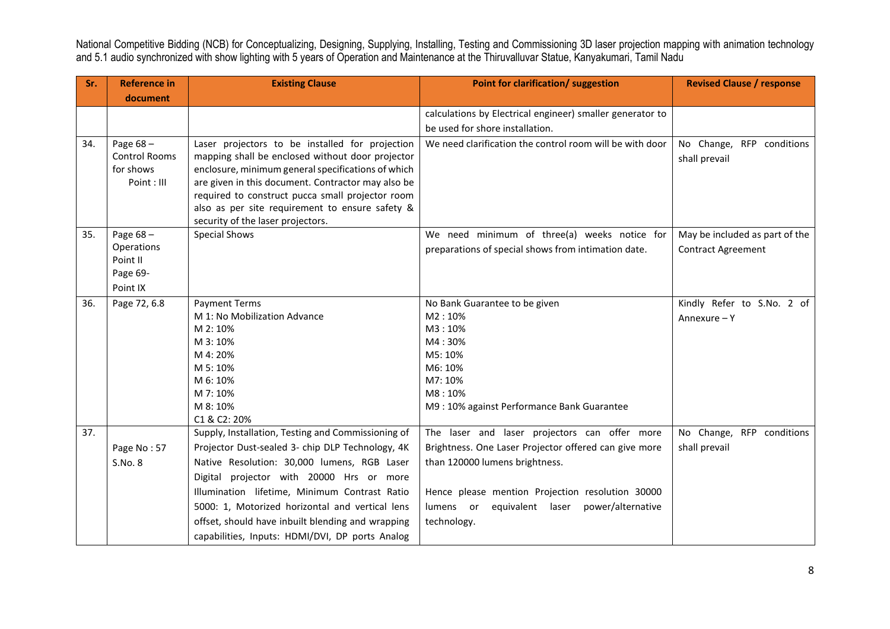| Sr. | Reference in document | Existing Clause | Point for clarification/ suggestion | Revised Clause / response |
|---|---|---|---|---|
| | | | calculations by Electrical engineer) smaller generator to be used for shore installation. | |
| 34. | Page 68 – Control Rooms for shows Point : III | Laser projectors to be installed for projection mapping shall be enclosed without door projector enclosure, minimum general specifications of which are given in this document. Contractor may also be required to construct pucca small projector room also as per site requirement to ensure safety & security of the laser projectors. | We need clarification the control room will be with door | No Change, RFP conditions shall prevail |
| 35. | Page 68 – Operations Point II Page 69- Point IX | Special Shows | We need minimum of three(a) weeks notice for preparations of special shows from intimation date. | May be included as part of the Contract Agreement |
| 36. | Page 72, 6.8 | Payment Terms<br>M 1: No Mobilization Advance<br>M 2: 10%<br>M 3: 10%<br>M 4: 20%<br>M 5: 10%<br>M 6: 10%<br>M 7: 10%<br>M 8: 10%<br>C1 & C2: 20% | No Bank Guarantee to be given<br>M2 : 10%<br>M3 : 10%<br>M4 : 30%<br>M5: 10%<br>M6: 10%<br>M7: 10%<br>M8 : 10%<br>M9 : 10% against Performance Bank Guarantee | Kindly Refer to S.No. 2 of Annexure – Y |
| 37. | Page No : 57 S.No. 8 | Supply, Installation, Testing and Commissioning of Projector Dust-sealed 3- chip DLP Technology, 4K Native Resolution: 30,000 lumens, RGB Laser Digital projector with 20000 Hrs or more Illumination lifetime, Minimum Contrast Ratio 5000: 1, Motorized horizontal and vertical lens offset, should have inbuilt blending and wrapping capabilities, Inputs: HDMI/DVI, DP ports Analog | The laser and laser projectors can offer more Brightness. One Laser Projector offered can give more than 120000 lumens brightness.<br><br>Hence please mention Projection resolution 30000 lumens or equivalent laser power/alternative technology. | No Change, RFP conditions shall prevail |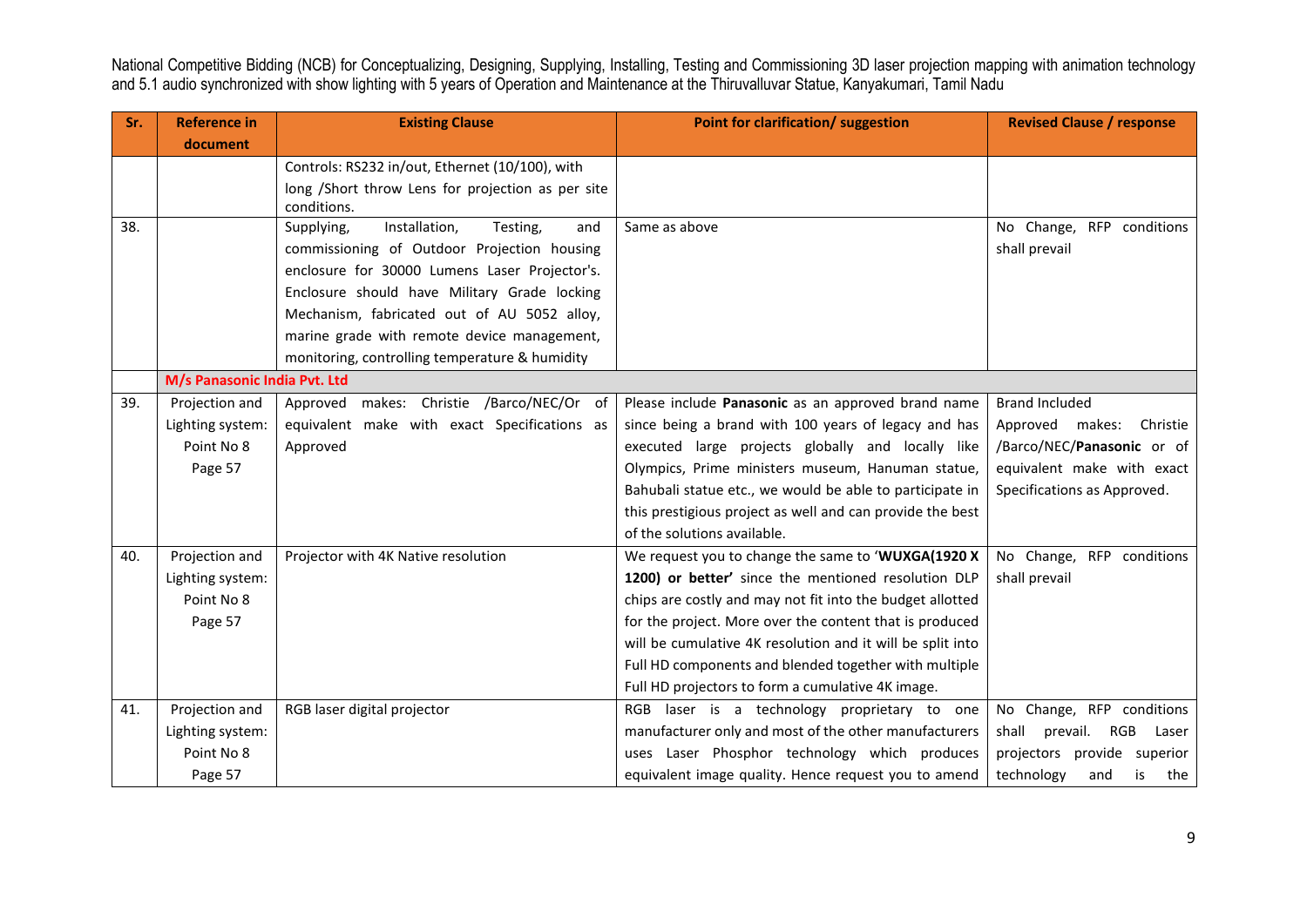| Sr. | Reference in document | Existing Clause | Point for clarification/ suggestion | Revised Clause / response |
|---|---|---|---|---|
| | | Controls: RS232 in/out, Ethernet (10/100), with long /Short throw Lens for projection as per site conditions. | | |
| 38. | | Supplying, Installation, Testing, and commissioning of Outdoor Projection housing enclosure for 30000 Lumens Laser Projector's. Enclosure should have Military Grade locking Mechanism, fabricated out of AU 5052 alloy, marine grade with remote device management, monitoring, controlling temperature & humidity | Same as above | No Change, RFP conditions shall prevail |
| | **M/s Panasonic India Pvt. Ltd** | | | |
| 39. | Projection and Lighting system: Point No 8 Page 57 | Approved makes: Christie /Barco/NEC/Or of equivalent make with exact Specifications as Approved | Please include **Panasonic** as an approved brand name since being a brand with 100 years of legacy and has executed large projects globally and locally like Olympics, Prime ministers museum, Hanuman statue, Bahubali statue etc., we would be able to participate in this prestigious project as well and can provide the best of the solutions available. | Brand Included Approved makes: Christie /Barco/NEC/**Panasonic** or of equivalent make with exact Specifications as Approved. |
| 40. | Projection and Lighting system: Point No 8 Page 57 | Projector with 4K Native resolution | We request you to change the same to '**WUXGA(1920 X 1200) or better'** since the mentioned resolution DLP chips are costly and may not fit into the budget allotted for the project. More over the content that is produced will be cumulative 4K resolution and it will be split into Full HD components and blended together with multiple Full HD projectors to form a cumulative 4K image. | No Change, RFP conditions shall prevail |
| 41. | Projection and Lighting system: Point No 8 Page 57 | RGB laser digital projector | RGB laser is a technology proprietary to one manufacturer only and most of the other manufacturers uses Laser Phosphor technology which produces equivalent image quality. Hence request you to amend | No Change, RFP conditions shall prevail. RGB Laser projectors provide superior technology and is the |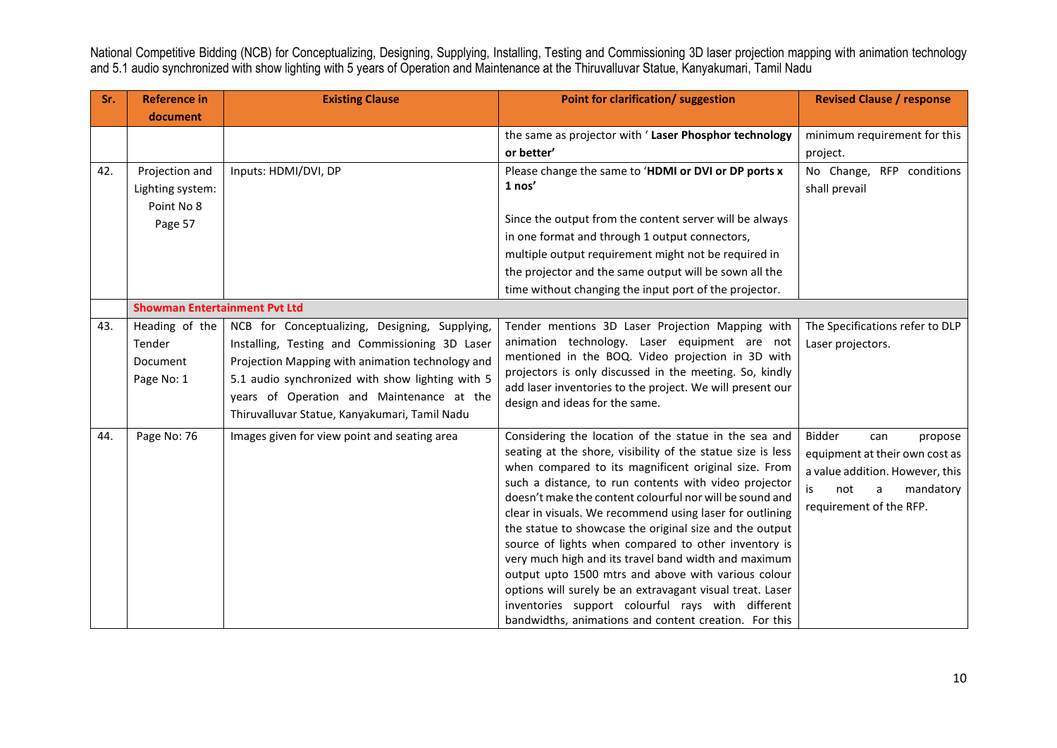| Sr. | Reference in document | Existing Clause | Point for clarification/ suggestion | Revised Clause / response |
|---|---|---|---|---|
| | | | the same as projector with ' **Laser Phosphor technology or better'** | minimum requirement for this project. |
| 42. | Projection and Lighting system: Point No 8 Page 57 | Inputs: HDMI/DVI, DP | Please change the same to '**HDMI or DVI or DP ports x 1 nos'**<br><br>Since the output from the content server will be always in one format and through 1 output connectors, multiple output requirement might not be required in the projector and the same output will be sown all the time without changing the input port of the projector. | No Change, RFP conditions shall prevail |
| | **Showman Entertainment Pvt Ltd** | | | |
| 43. | Heading of the Tender Document Page No: 1 | NCB for Conceptualizing, Designing, Supplying, Installing, Testing and Commissioning 3D Laser Projection Mapping with animation technology and 5.1 audio synchronized with show lighting with 5 years of Operation and Maintenance at the Thiruvalluvar Statue, Kanyakumari, Tamil Nadu | Tender mentions 3D Laser Projection Mapping with animation technology. Laser equipment are not mentioned in the BOQ. Video projection in 3D with projectors is only discussed in the meeting. So, kindly add laser inventories to the project. We will present our design and ideas for the same. | The Specifications refer to DLP Laser projectors. |
| 44. | Page No: 76 | Images given for view point and seating area | Considering the location of the statue in the sea and seating at the shore, visibility of the statue size is less when compared to its magnificent original size. From such a distance, to run contents with video projector doesn't make the content colourful nor will be sound and clear in visuals. We recommend using laser for outlining the statue to showcase the original size and the output source of lights when compared to other inventory is very much high and its travel band width and maximum output upto 1500 mtrs and above with various colour options will surely be an extravagant visual treat. Laser inventories support colourful rays with different bandwidths, animations and content creation. For this | Bidder can propose equipment at their own cost as a value addition. However, this is not a mandatory requirement of the RFP. |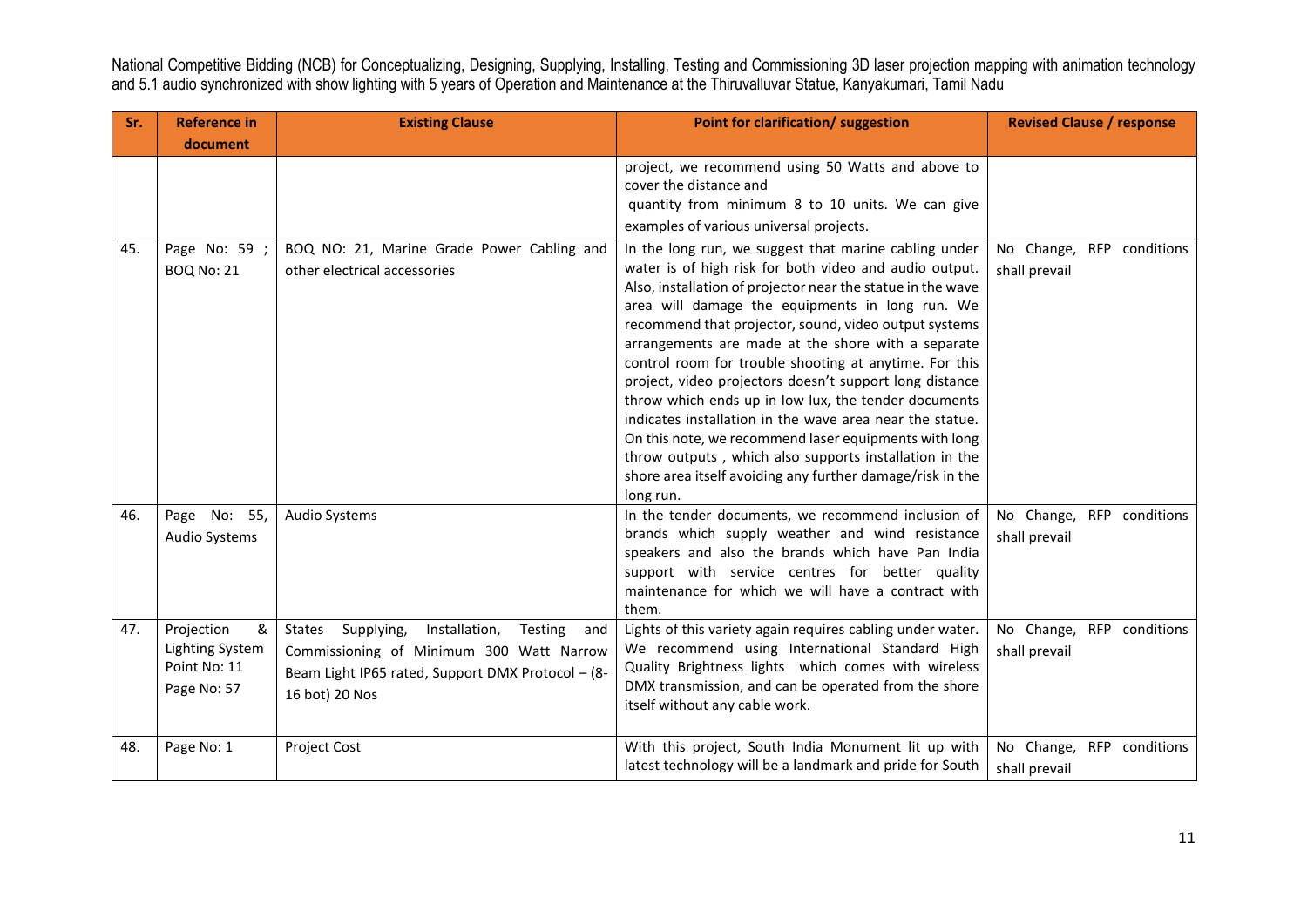| Sr. | Reference in document | Existing Clause | Point for clarification/ suggestion | Revised Clause / response |
|---|---|---|---|---|
| | | | project, we recommend using 50 Watts and above to cover the distance and quantity from minimum 8 to 10 units. We can give examples of various universal projects. | |
| 45. | Page No: 59 ; BOQ No: 21 | BOQ NO: 21, Marine Grade Power Cabling and other electrical accessories | In the long run, we suggest that marine cabling under water is of high risk for both video and audio output. Also, installation of projector near the statue in the wave area will damage the equipments in long run. We recommend that projector, sound, video output systems arrangements are made at the shore with a separate control room for trouble shooting at anytime. For this project, video projectors doesn't support long distance throw which ends up in low lux, the tender documents indicates installation in the wave area near the statue. On this note, we recommend laser equipments with long throw outputs , which also supports installation in the shore area itself avoiding any further damage/risk in the long run. | No Change, RFP conditions shall prevail |
| 46. | Page No: 55, Audio Systems | Audio Systems | In the tender documents, we recommend inclusion of brands which supply weather and wind resistance speakers and also the brands which have Pan India support with service centres for better quality maintenance for which we will have a contract with them. | No Change, RFP conditions shall prevail |
| 47. | Projection & Lighting System Point No: 11 Page No: 57 | States Supplying, Installation, Testing and Commissioning of Minimum 300 Watt Narrow Beam Light IP65 rated, Support DMX Protocol – (8-16 bot) 20 Nos | Lights of this variety again requires cabling under water. We recommend using International Standard High Quality Brightness lights which comes with wireless DMX transmission, and can be operated from the shore itself without any cable work. | No Change, RFP conditions shall prevail |
| 48. | Page No: 1 | Project Cost | With this project, South India Monument lit up with latest technology will be a landmark and pride for South | No Change, RFP conditions shall prevail |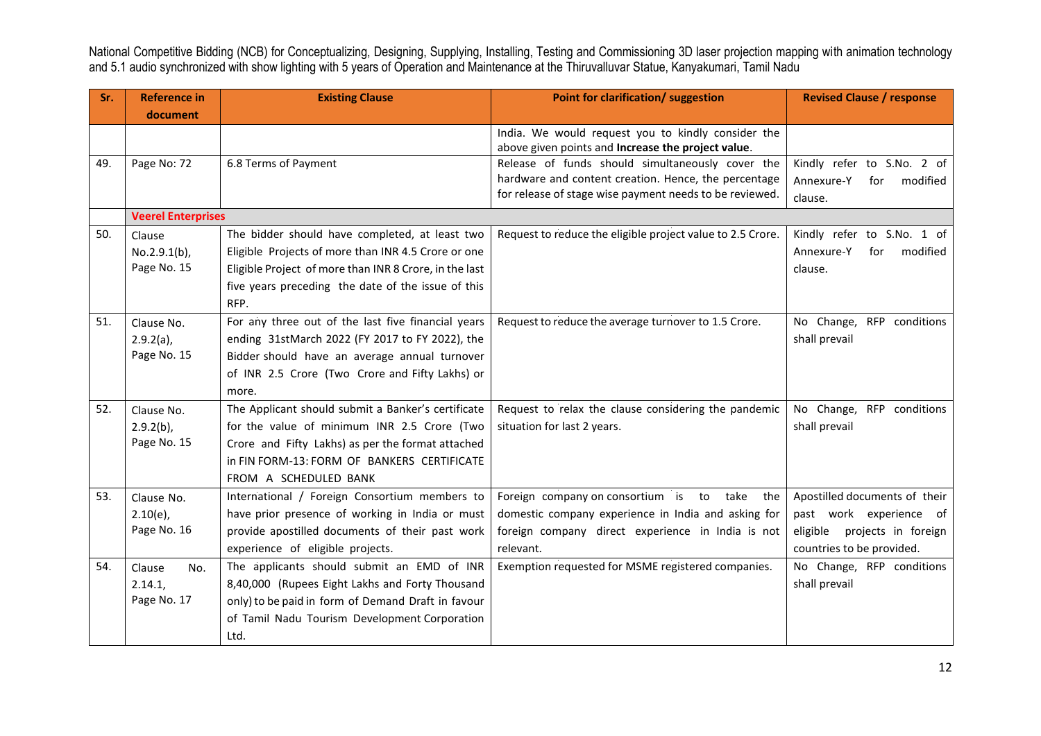| Sr. | Reference in document | Existing Clause | Point for clarification/ suggestion | Revised Clause / response |
|---|---|---|---|---|
| | | | India. We would request you to kindly consider the above given points and **Increase the project value**. | |
| 49. | Page No: 72 | 6.8 Terms of Payment | Release of funds should simultaneously cover the hardware and content creation. Hence, the percentage for release of stage wise payment needs to be reviewed. | Kindly refer to S.No. 2 of Annexure-Y for modified clause. |
| | **Veerel Enterprises** | | | |
| 50. | Clause No.2.9.1(b), Page No. 15 | The bidder should have completed, at least two Eligible Projects of more than INR 4.5 Crore or one Eligible Project of more than INR 8 Crore, in the last five years preceding the date of the issue of this RFP. | Request to reduce the eligible project value to 2.5 Crore. | Kindly refer to S.No. 1 of Annexure-Y for modified clause. |
| 51. | Clause No. 2.9.2(a), Page No. 15 | For any three out of the last five financial years ending 31stMarch 2022 (FY 2017 to FY 2022), the Bidder should have an average annual turnover of INR 2.5 Crore (Two Crore and Fifty Lakhs) or more. | Request to reduce the average turnover to 1.5 Crore. | No Change, RFP conditions shall prevail |
| 52. | Clause No. 2.9.2(b), Page No. 15 | The Applicant should submit a Banker's certificate for the value of minimum INR 2.5 Crore (Two Crore and Fifty Lakhs) as per the format attached in FIN FORM-13: FORM OF BANKERS CERTIFICATE FROM A SCHEDULED BANK | Request to relax the clause considering the pandemic situation for last 2 years. | No Change, RFP conditions shall prevail |
| 53. | Clause No. 2.10(e), Page No. 16 | International / Foreign Consortium members to have prior presence of working in India or must provide apostilled documents of their past work experience of eligible projects. | Foreign company on consortium is to take the domestic company experience in India and asking for foreign company direct experience in India is not relevant. | Apostilled documents of their past work experience of eligible projects in foreign countries to be provided. |
| 54. | Clause No. 2.14.1, Page No. 17 | The applicants should submit an EMD of INR 8,40,000 (Rupees Eight Lakhs and Forty Thousand only) to be paid in form of Demand Draft in favour of Tamil Nadu Tourism Development Corporation Ltd. | Exemption requested for MSME registered companies. | No Change, RFP conditions shall prevail |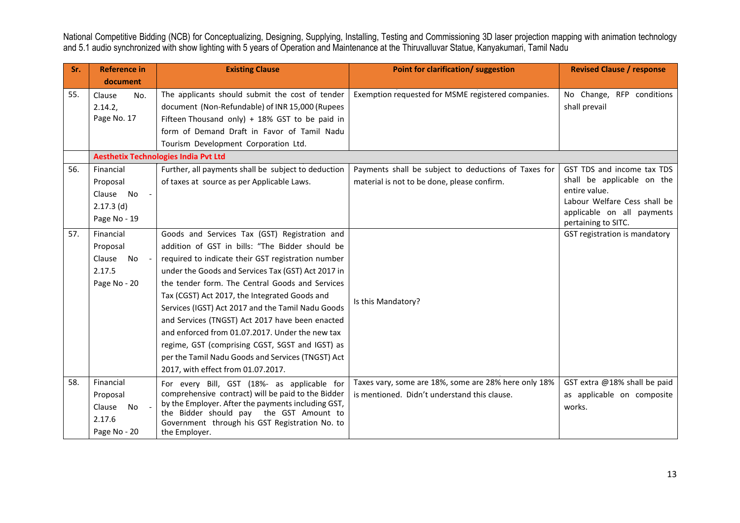National Competitive Bidding (NCB) for Conceptualizing, Designing, Supplying, Installing, Testing and Commissioning 3D laser projection mapping with animation technology and 5.1 audio synchronized with show lighting with 5 years of Operation and Maintenance at the Thiruvalluvar Statue, Kanyakumari, Tamil Nadu

| Sr. | Reference in document | Existing Clause | Point for clarification/ suggestion | Revised Clause / response |
|---|---|---|---|---|
| 55. | Clause No. 2.14.2, Page No. 17 | The applicants should submit the cost of tender document (Non-Refundable) of INR 15,000 (Rupees Fifteen Thousand only) + 18% GST to be paid in form of Demand Draft in Favor of Tamil Nadu Tourism Development Corporation Ltd. | Exemption requested for MSME registered companies. | No Change, RFP conditions shall prevail |
| | **Aesthetix Technologies India Pvt Ltd** | | | |
| 56. | Financial Proposal Clause No - 2.17.3 (d) Page No - 19 | Further, all payments shall be subject to deduction of taxes at source as per Applicable Laws. | Payments shall be subject to deductions of Taxes for material is not to be done, please confirm. | GST TDS and income tax TDS shall be applicable on the entire value. Labour Welfare Cess shall be applicable on all payments pertaining to SITC. |
| 57. | Financial Proposal Clause No - 2.17.5 Page No - 20 | Goods and Services Tax (GST) Registration and addition of GST in bills: "The Bidder should be required to indicate their GST registration number under the Goods and Services Tax (GST) Act 2017 in the tender form. The Central Goods and Services Tax (CGST) Act 2017, the Integrated Goods and Services (IGST) Act 2017 and the Tamil Nadu Goods and Services (TNGST) Act 2017 have been enacted and enforced from 01.07.2017. Under the new tax regime, GST (comprising CGST, SGST and IGST) as per the Tamil Nadu Goods and Services (TNGST) Act 2017, with effect from 01.07.2017. | Is this Mandatory? | GST registration is mandatory |
| 58. | Financial Proposal Clause No - 2.17.6 Page No - 20 | For every Bill, GST (18%- as applicable for comprehensive contract) will be paid to the Bidder by the Employer. After the payments including GST, the Bidder should pay the GST Amount to Government through his GST Registration No. to the Employer. | Taxes vary, some are 18%, some are 28% here only 18% is mentioned. Didn't understand this clause. | GST extra @18% shall be paid as applicable on composite works. |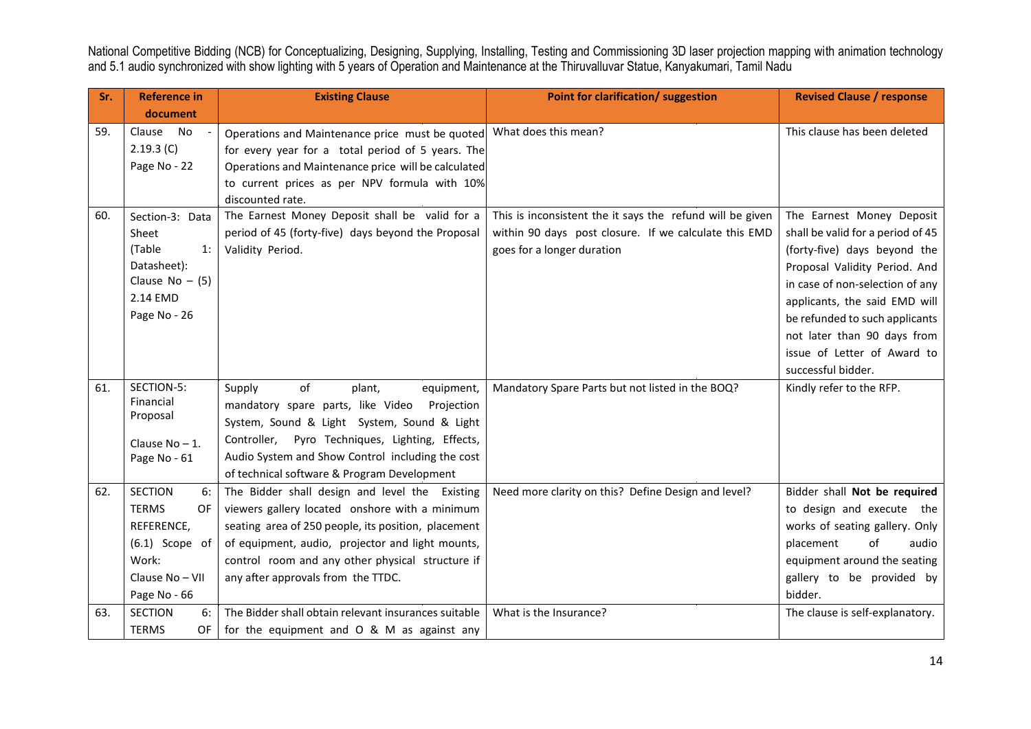National Competitive Bidding (NCB) for Conceptualizing, Designing, Supplying, Installing, Testing and Commissioning 3D laser projection mapping with animation technology and 5.1 audio synchronized with show lighting with 5 years of Operation and Maintenance at the Thiruvalluvar Statue, Kanyakumari, Tamil Nadu

| Sr. | Reference in document | Existing Clause | Point for clarification/ suggestion | Revised Clause / response |
|---|---|---|---|---|
| 59. | Clause No - 2.19.3 (C) Page No - 22 | Operations and Maintenance price must be quoted for every year for a total period of 5 years. The Operations and Maintenance price will be calculated to current prices as per NPV formula with 10% discounted rate. | What does this mean? | This clause has been deleted |
| 60. | Section-3: Data Sheet (Table 1: Datasheet): Clause No – (5) 2.14 EMD Page No - 26 | The Earnest Money Deposit shall be valid for a period of 45 (forty-five) days beyond the Proposal Validity Period. | This is inconsistent the it says the refund will be given within 90 days post closure. If we calculate this EMD goes for a longer duration | The Earnest Money Deposit shall be valid for a period of 45 (forty-five) days beyond the Proposal Validity Period. And in case of non-selection of any applicants, the said EMD will be refunded to such applicants not later than 90 days from issue of Letter of Award to successful bidder. |
| 61. | SECTION-5: Financial Proposal Clause No – 1. Page No - 61 | Supply of plant, equipment, mandatory spare parts, like Video Projection System, Sound & Light System, Sound & Light Controller, Pyro Techniques, Lighting, Effects, Audio System and Show Control including the cost of technical software & Program Development | Mandatory Spare Parts but not listed in the BOQ? | Kindly refer to the RFP. |
| 62. | SECTION 6: TERMS OF REFERENCE, (6.1) Scope of Work: Clause No – VII Page No - 66 | The Bidder shall design and level the Existing viewers gallery located onshore with a minimum seating area of 250 people, its position, placement of equipment, audio, projector and light mounts, control room and any other physical structure if any after approvals from the TTDC. | Need more clarity on this? Define Design and level? | Bidder shall **Not be required** to design and execute the works of seating gallery. Only placement of audio equipment around the seating gallery to be provided by bidder. |
| 63. | SECTION 6: TERMS OF | The Bidder shall obtain relevant insurances suitable for the equipment and O & M as against any | What is the Insurance? | The clause is self-explanatory. |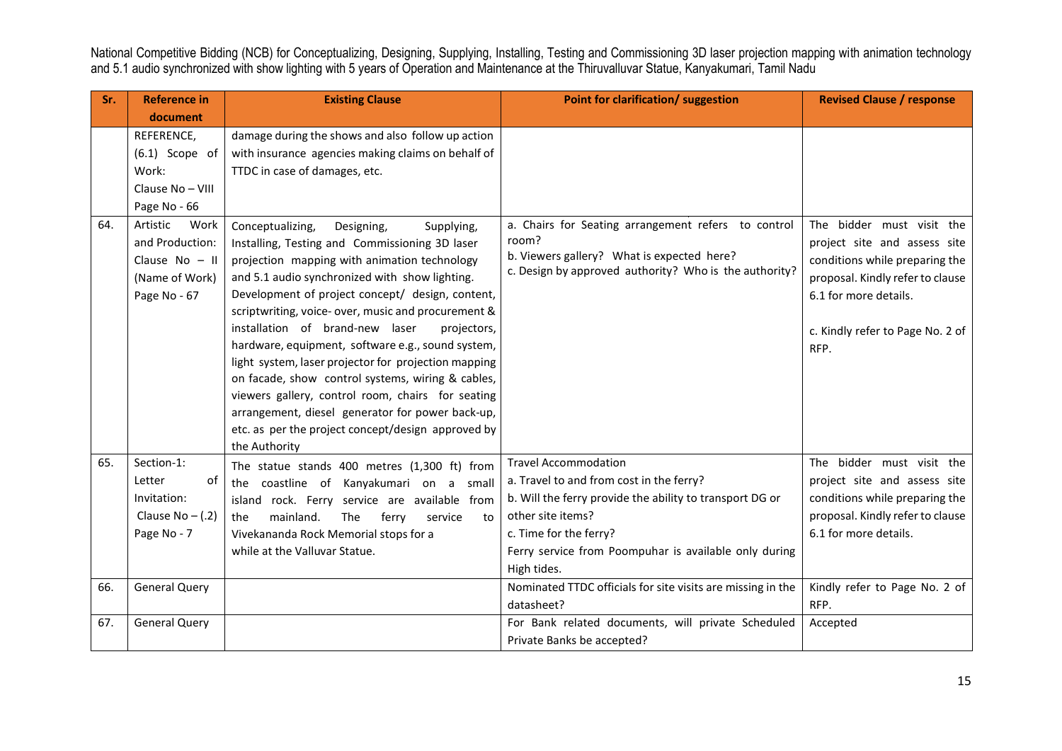| Sr. | Reference in document | Existing Clause | Point for clarification/ suggestion | Revised Clause / response |
|---|---|---|---|---|
| | REFERENCE, (6.1) Scope of Work: Clause No – VIII Page No - 66 | damage during the shows and also follow up action with insurance agencies making claims on behalf of TTDC in case of damages, etc. | | |
| 64. | Artistic Work and Production: Clause No – II (Name of Work) Page No - 67 | Conceptualizing, Designing, Supplying, Installing, Testing and Commissioning 3D laser projection mapping with animation technology and 5.1 audio synchronized with show lighting. Development of project concept/ design, content, scriptwriting, voice- over, music and procurement & installation of brand-new laser projectors, hardware, equipment, software e.g., sound system, light system, laser projector for projection mapping on facade, show control systems, wiring & cables, viewers gallery, control room, chairs for seating arrangement, diesel generator for power back-up, etc. as per the project concept/design approved by the Authority | a. Chairs for Seating arrangement refers to control room?<br>b. Viewers gallery? What is expected here?<br>c. Design by approved authority? Who is the authority? | The bidder must visit the project site and assess site conditions while preparing the proposal. Kindly refer to clause 6.1 for more details.<br><br>c. Kindly refer to Page No. 2 of RFP. |
| 65. | Section-1: Letter of Invitation: Clause No – (.2) Page No - 7 | The statue stands 400 metres (1,300 ft) from the coastline of Kanyakumari on a small island rock. Ferry service are available from the mainland. The ferry service to Vivekananda Rock Memorial stops for a while at the Valluvar Statue. | Travel Accommodation<br>a. Travel to and from cost in the ferry?<br>b. Will the ferry provide the ability to transport DG or other site items?<br>c. Time for the ferry?<br>Ferry service from Poompuhar is available only during High tides. | The bidder must visit the project site and assess site conditions while preparing the proposal. Kindly refer to clause 6.1 for more details. |
| 66. | General Query | | Nominated TTDC officials for site visits are missing in the datasheet? | Kindly refer to Page No. 2 of RFP. |
| 67. | General Query | | For Bank related documents, will private Scheduled Private Banks be accepted? | Accepted |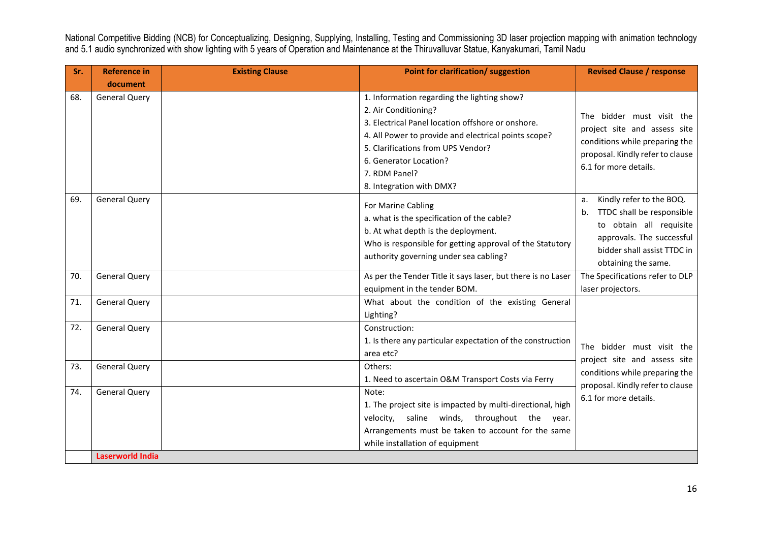| Sr. | Reference in document | Existing Clause | Point for clarification/ suggestion | Revised Clause / response |
|---|---|---|---|---|
| 68. | General Query | | 1. Information regarding the lighting show?<br>2. Air Conditioning?<br>3. Electrical Panel location offshore or onshore.<br>4. All Power to provide and electrical points scope?<br>5. Clarifications from UPS Vendor?<br>6. Generator Location?<br>7. RDM Panel?<br>8. Integration with DMX? | The bidder must visit the project site and assess site conditions while preparing the proposal. Kindly refer to clause 6.1 for more details. |
| 69. | General Query | | For Marine Cabling<br>a. what is the specification of the cable?<br>b. At what depth is the deployment.<br>Who is responsible for getting approval of the Statutory authority governing under sea cabling? | a. Kindly refer to the BOQ.<br>b. TTDC shall be responsible to obtain all requisite approvals. The successful bidder shall assist TTDC in obtaining the same. |
| 70. | General Query | | As per the Tender Title it says laser, but there is no Laser equipment in the tender BOM. | The Specifications refer to DLP laser projectors. |
| 71. | General Query | | What about the condition of the existing General Lighting? | The bidder must visit the project site and assess site conditions while preparing the proposal. Kindly refer to clause 6.1 for more details. |
| 72. | General Query | | Construction:<br>1. Is there any particular expectation of the construction area etc? | |
| 73. | General Query | | Others:<br>1. Need to ascertain O&M Transport Costs via Ferry | |
| 74. | General Query | | Note:<br>1. The project site is impacted by multi-directional, high velocity, saline winds, throughout the year. Arrangements must be taken to account for the same while installation of equipment | |
| | **Laserworld India** | | | |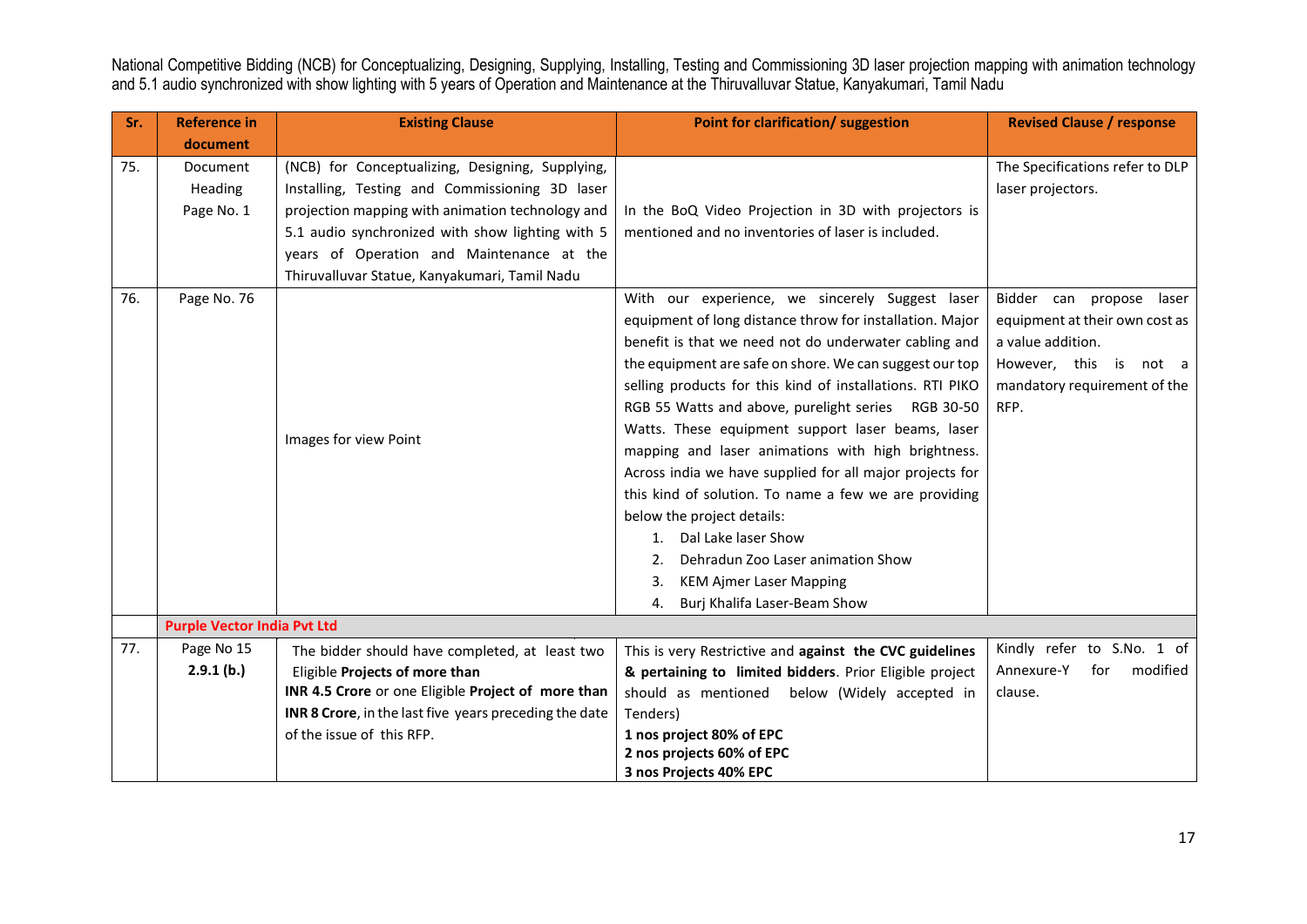National Competitive Bidding (NCB) for Conceptualizing, Designing, Supplying, Installing, Testing and Commissioning 3D laser projection mapping with animation technology and 5.1 audio synchronized with show lighting with 5 years of Operation and Maintenance at the Thiruvalluvar Statue, Kanyakumari, Tamil Nadu

| Sr. | Reference in document | Existing Clause | Point for clarification/ suggestion | Revised Clause / response |
|---|---|---|---|---|
| 75. | Document Heading Page No. 1 | (NCB) for Conceptualizing, Designing, Supplying, Installing, Testing and Commissioning 3D laser projection mapping with animation technology and 5.1 audio synchronized with show lighting with 5 years of Operation and Maintenance at the Thiruvalluvar Statue, Kanyakumari, Tamil Nadu | In the BoQ Video Projection in 3D with projectors is mentioned and no inventories of laser is included. | The Specifications refer to DLP laser projectors. |
| 76. | Page No. 76 | Images for view Point | With our experience, we sincerely Suggest laser equipment of long distance throw for installation. Major benefit is that we need not do underwater cabling and the equipment are safe on shore. We can suggest our top selling products for this kind of installations. RTI PIKO RGB 55 Watts and above, purelight series RGB 30-50 Watts. These equipment support laser beams, laser mapping and laser animations with high brightness. Across india we have supplied for all major projects for this kind of solution. To name a few we are providing below the project details:<br>1. Dal Lake laser Show<br>2. Dehradun Zoo Laser animation Show<br>3. KEM Ajmer Laser Mapping<br>4. Burj Khalifa Laser-Beam Show | Bidder can propose laser equipment at their own cost as a value addition.<br>However, this is not a mandatory requirement of the RFP. |
| | **Purple Vector India Pvt Ltd** | | | |
| 77. | Page No 15 **2.9.1 (b.)** | The bidder should have completed, at least two Eligible **Projects of more than INR 4.5 Crore** or one Eligible **Project of more than INR 8 Crore**, in the last five years preceding the date of the issue of this RFP. | This is very Restrictive and **against the CVC guidelines & pertaining to limited bidders**. Prior Eligible project should as mentioned below (Widely accepted in Tenders)<br>**1 nos project 80% of EPC**<br>**2 nos projects 60% of EPC**<br>**3 nos Projects 40% EPC** | Kindly refer to S.No. 1 of Annexure-Y for modified clause. |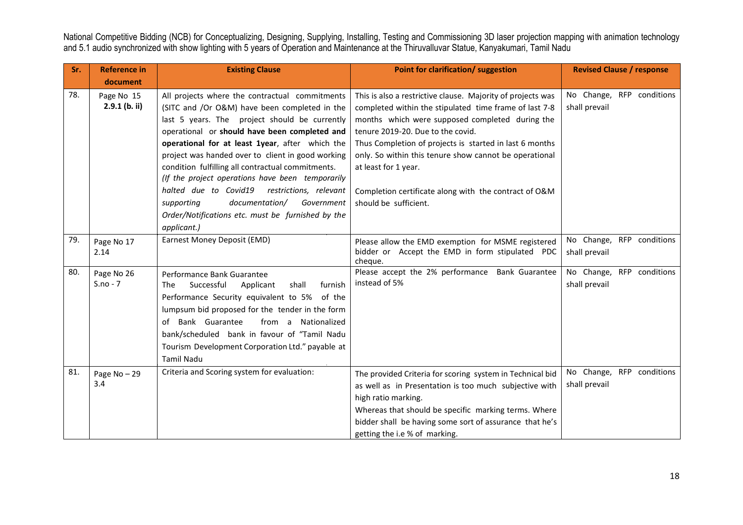| Sr. | Reference in document | Existing Clause | Point for clarification/ suggestion | Revised Clause / response |
|---|---|---|---|---|
| 78. | Page No 15 **2.9.1 (b. ii)** | All projects where the contractual commitments (SITC and /Or O&M) have been completed in the last 5 years. The project should be currently operational or **should have been completed and operational for at least 1year**, after which the project was handed over to client in good working condition fulfilling all contractual commitments. *(If the project operations have been temporarily halted due to Covid19 restrictions, relevant supporting documentation/ Government Order/Notifications etc. must be furnished by the applicant.)* | This is also a restrictive clause. Majority of projects was completed within the stipulated time frame of last 7-8 months which were supposed completed during the tenure 2019-20. Due to the covid. Thus Completion of projects is started in last 6 months only. So within this tenure show cannot be operational at least for 1 year. Completion certificate along with the contract of O&M should be sufficient. | No Change, RFP conditions shall prevail |
| 79. | Page No 17 2.14 | Earnest Money Deposit (EMD) | Please allow the EMD exemption for MSME registered bidder or Accept the EMD in form stipulated PDC cheque. | No Change, RFP conditions shall prevail |
| 80. | Page No 26 S.no - 7 | Performance Bank Guarantee The Successful Applicant shall furnish Performance Security equivalent to 5% of the lumpsum bid proposed for the tender in the form of Bank Guarantee from a Nationalized bank/scheduled bank in favour of "Tamil Nadu Tourism Development Corporation Ltd." payable at Tamil Nadu | Please accept the 2% performance Bank Guarantee instead of 5% | No Change, RFP conditions shall prevail |
| 81. | Page No – 29 3.4 | Criteria and Scoring system for evaluation: | The provided Criteria for scoring system in Technical bid as well as in Presentation is too much subjective with high ratio marking. Whereas that should be specific marking terms. Where bidder shall be having some sort of assurance that he's getting the i.e % of marking. | No Change, RFP conditions shall prevail |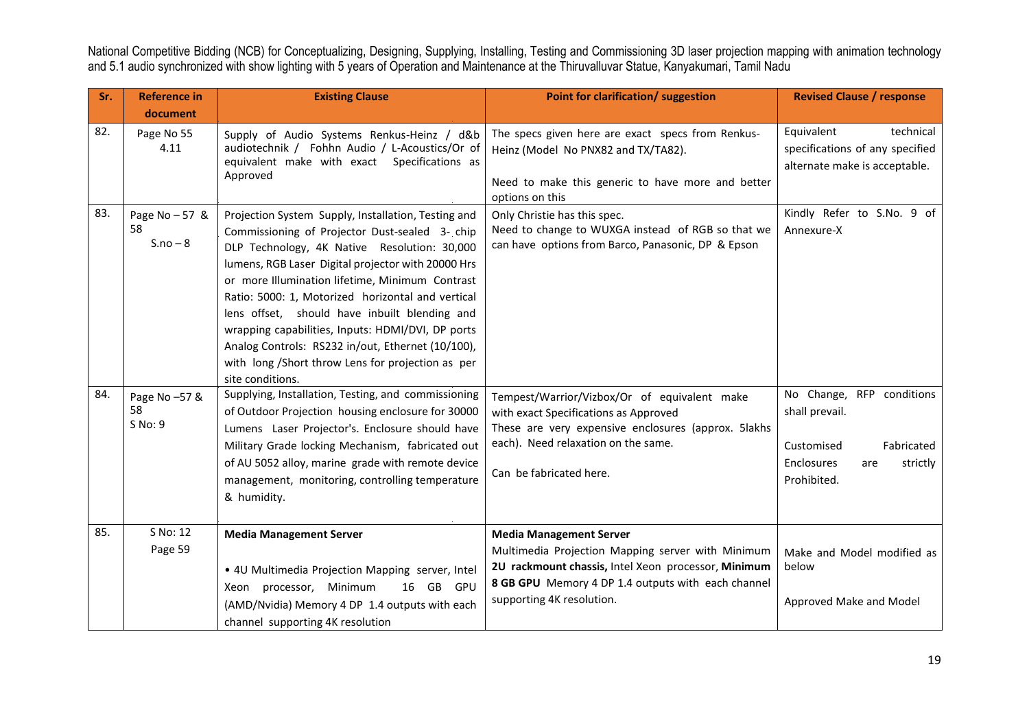| Sr. | Reference in document | Existing Clause | Point for clarification/ suggestion | Revised Clause / response |
|---|---|---|---|---|
| 82. | Page No 55 4.11 | Supply of Audio Systems Renkus-Heinz / d&b audiotechnik / Fohhn Audio / L-Acoustics/Or of equivalent make with exact Specifications as Approved | The specs given here are exact specs from Renkus-Heinz (Model No PNX82 and TX/TA82).<br><br>Need to make this generic to have more and better options on this | Equivalent technical specifications of any specified alternate make is acceptable. |
| 83. | Page No – 57 & 58<br>S.no – 8 | Projection System Supply, Installation, Testing and Commissioning of Projector Dust-sealed 3- chip DLP Technology, 4K Native Resolution: 30,000 lumens, RGB Laser Digital projector with 20000 Hrs or more Illumination lifetime, Minimum Contrast Ratio: 5000: 1, Motorized horizontal and vertical lens offset, should have inbuilt blending and wrapping capabilities, Inputs: HDMI/DVI, DP ports Analog Controls: RS232 in/out, Ethernet (10/100), with long /Short throw Lens for projection as per site conditions. | Only Christie has this spec.<br>Need to change to WUXGA instead of RGB so that we can have options from Barco, Panasonic, DP & Epson | Kindly Refer to S.No. 9 of Annexure-X |
| 84. | Page No –57 & 58<br>S No: 9 | Supplying, Installation, Testing, and commissioning of Outdoor Projection housing enclosure for 30000 Lumens Laser Projector's. Enclosure should have Military Grade locking Mechanism, fabricated out of AU 5052 alloy, marine grade with remote device management, monitoring, controlling temperature & humidity. | Tempest/Warrior/Vizbox/Or of equivalent make with exact Specifications as Approved<br>These are very expensive enclosures (approx. 5lakhs each). Need relaxation on the same.<br><br>Can be fabricated here. | No Change, RFP conditions shall prevail.<br><br>Customised Fabricated Enclosures are strictly Prohibited. |
| 85. | S No: 12<br>Page 59 | **Media Management Server**<br><br>• 4U Multimedia Projection Mapping server, Intel Xeon processor, Minimum 16 GB GPU (AMD/Nvidia) Memory 4 DP 1.4 outputs with each channel supporting 4K resolution | **Media Management Server**<br>Multimedia Projection Mapping server with Minimum **2U rackmount chassis,** Intel Xeon processor, **Minimum 8 GB GPU** Memory 4 DP 1.4 outputs with each channel supporting 4K resolution. | Make and Model modified as below<br><br>Approved Make and Model |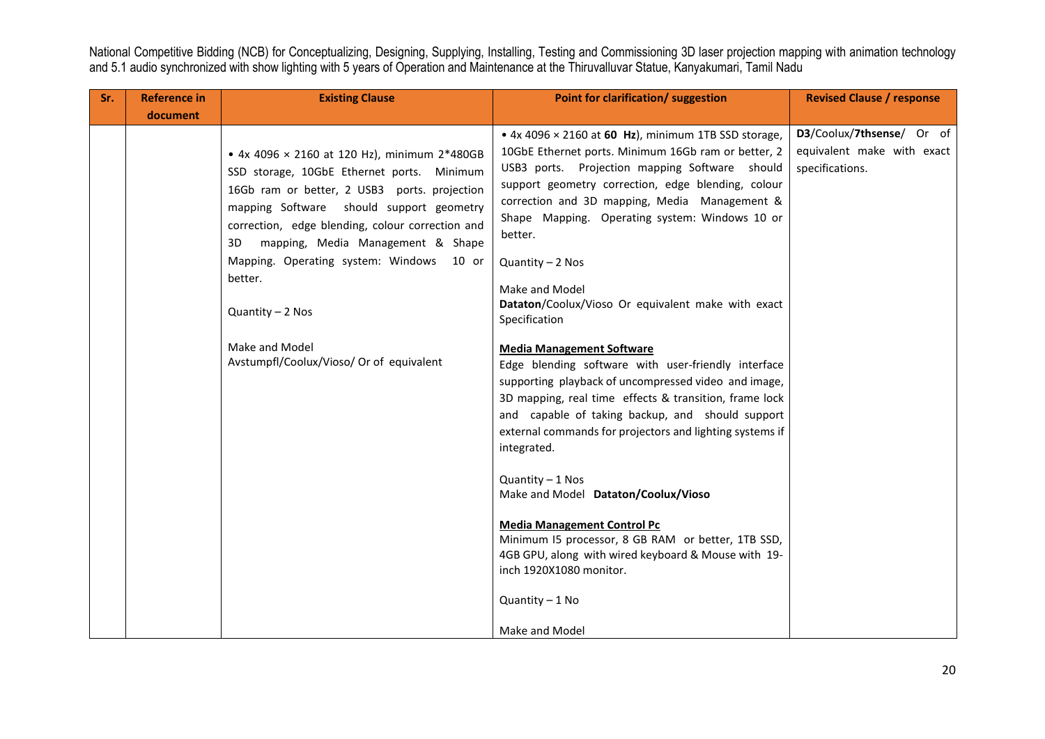| Sr. | Reference in document | Existing Clause | Point for clarification/ suggestion | Revised Clause / response |
|---|---|---|---|---|
| | | • 4x 4096 × 2160 at 120 Hz), minimum 2*480GB SSD storage, 10GbE Ethernet ports. Minimum 16Gb ram or better, 2 USB3 ports. projection mapping Software should support geometry correction, edge blending, colour correction and 3D mapping, Media Management & Shape Mapping. Operating system: Windows 10 or better.<br><br>Quantity – 2 Nos<br><br>Make and Model<br>Avstumpfl/Coolux/Vioso/ Or of equivalent | • 4x 4096 × 2160 at **60 Hz**), minimum 1TB SSD storage, 10GbE Ethernet ports. Minimum 16Gb ram or better, 2 USB3 ports. Projection mapping Software should support geometry correction, edge blending, colour correction and 3D mapping, Media Management & Shape Mapping. Operating system: Windows 10 or better.<br><br>Quantity – 2 Nos<br><br>Make and Model<br>**Dataton**/Coolux/Vioso Or equivalent make with exact Specification<br><br>**<u>Media Management Software</u>**<br>Edge blending software with user-friendly interface supporting playback of uncompressed video and image, 3D mapping, real time effects & transition, frame lock and capable of taking backup, and should support external commands for projectors and lighting systems if integrated.<br><br>Quantity – 1 Nos<br>Make and Model **Dataton/Coolux/Vioso**<br><br>**<u>Media Management Control Pc</u>**<br>Minimum I5 processor, 8 GB RAM or better, 1TB SSD, 4GB GPU, along with wired keyboard & Mouse with 19-inch 1920X1080 monitor.<br><br>Quantity – 1 No<br><br>Make and Model | **D3**/Coolux/**7thsense**/ Or of equivalent make with exact specifications. |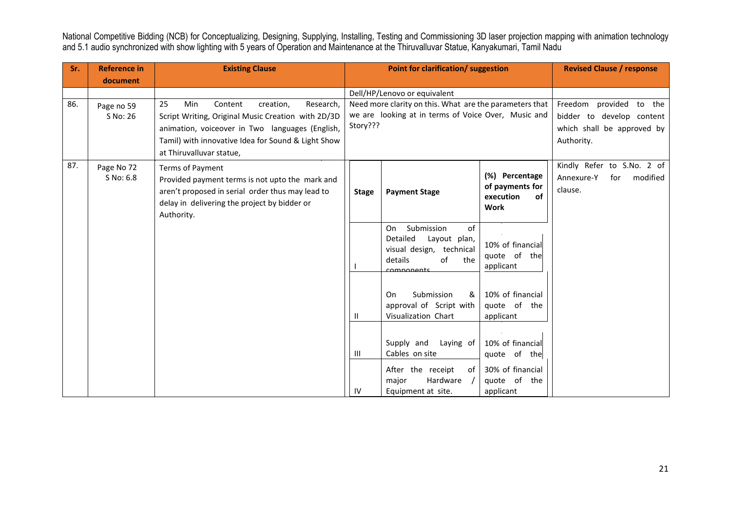National Competitive Bidding (NCB) for Conceptualizing, Designing, Supplying, Installing, Testing and Commissioning 3D laser projection mapping with animation technology and 5.1 audio synchronized with show lighting with 5 years of Operation and Maintenance at the Thiruvalluvar Statue, Kanyakumari, Tamil Nadu

| Sr. | Reference in document | Existing Clause | Point for clarification/ suggestion | Revised Clause / response |
|---|---|---|---|---|
| | | | Dell/HP/Lenovo or equivalent | |
| 86. | Page no 59 S No: 26 | 25 Min Content creation, Research, Script Writing, Original Music Creation with 2D/3D animation, voiceover in Two languages (English, Tamil) with innovative Idea for Sound & Light Show at Thiruvalluvar statue, | Need more clarity on this. What are the parameters that we are looking at in terms of Voice Over, Music and Story??? | Freedom provided to the bidder to develop content which shall be approved by Authority. |
| 87. | Page No 72 S No: 6.8 | Terms of Payment<br>Provided payment terms is not upto the mark and aren't proposed in serial order thus may lead to delay in delivering the project by bidder or Authority. | **Stage** / **Payment Stage** / **(%) Percentage of payments for execution of Work**<br>I / On Submission of Detailed Layout plan, visual design, technical details of the components / 10% of financial quote of the applicant<br>II / On Submission & approval of Script with Visualization Chart / 10% of financial quote of the applicant<br>III / Supply and Laying of Cables on site / 10% of financial quote of the<br>IV / After the receipt of major Hardware / Equipment at site. / 30% of financial quote of the applicant | Kindly Refer to S.No. 2 of Annexure-Y for modified clause. |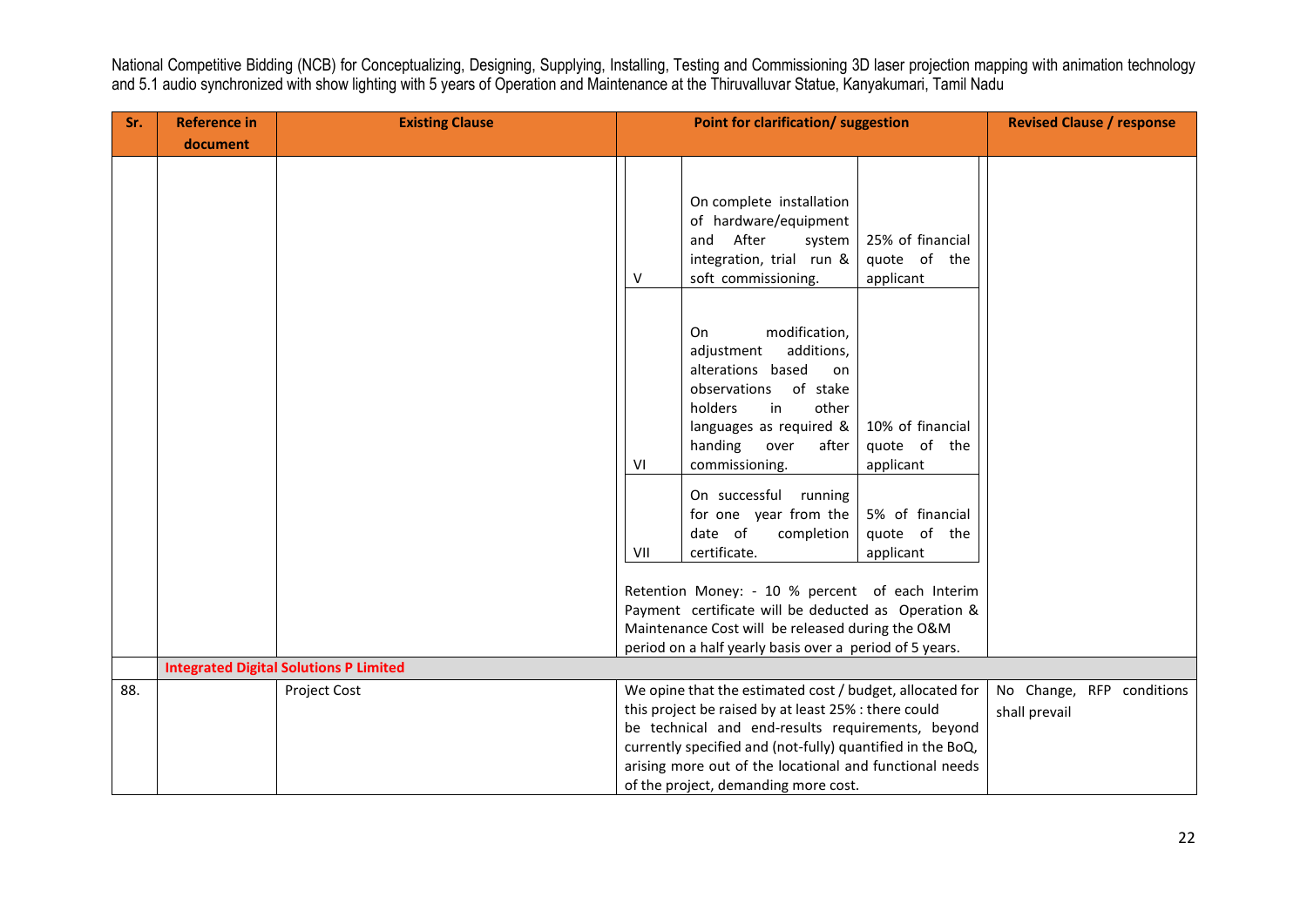| Sr. | Reference in document | Existing Clause | Point for clarification/ suggestion | Revised Clause / response |
|---|---|---|---|---|
| | | | <table><tr><td>V</td><td>On complete installation of hardware/equipment and After system integration, trial run & soft commissioning.</td><td>25% of financial quote of the applicant</td></tr><tr><td>VI</td><td>On modification, adjustment additions, alterations based on observations of stake holders in other languages as required & handing over after commissioning.</td><td>10% of financial quote of the applicant</td></tr><tr><td>VII</td><td>On successful running for one year from the date of completion certificate.</td><td>5% of financial quote of the applicant</td></tr></table> Retention Money: - 10 % percent of each Interim Payment certificate will be deducted as Operation & Maintenance Cost will be released during the O&M period on a half yearly basis over a period of 5 years. | |
| | **Integrated Digital Solutions P Limited** | | | |
| 88. | | Project Cost | We opine that the estimated cost / budget, allocated for this project be raised by at least 25% : there could be technical and end-results requirements, beyond currently specified and (not-fully) quantified in the BoQ, arising more out of the locational and functional needs of the project, demanding more cost. | No Change, RFP conditions shall prevail |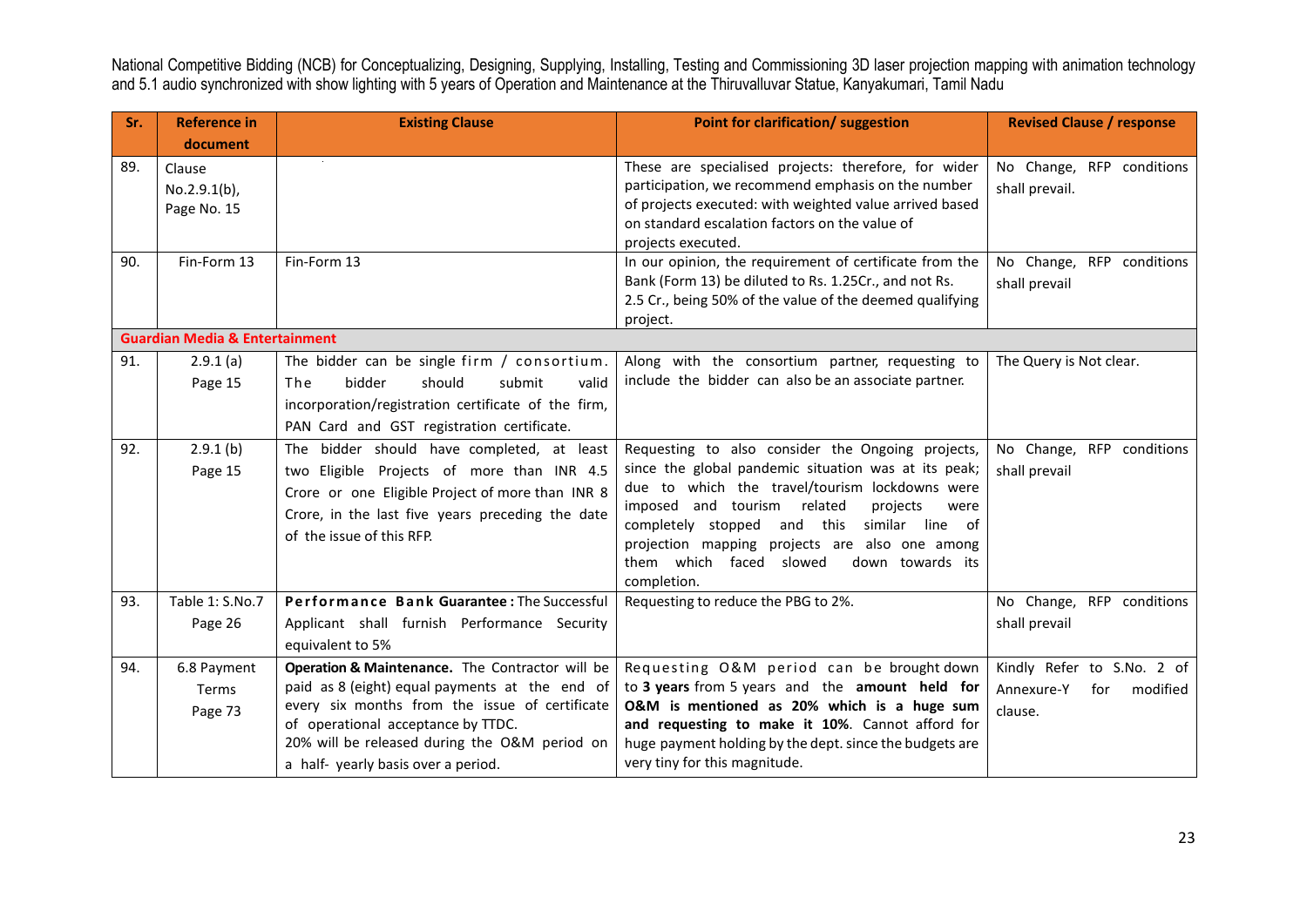| Sr. | Reference in document | Existing Clause | Point for clarification/ suggestion | Revised Clause / response |
|---|---|---|---|---|
| 89. | Clause No.2.9.1(b), Page No. 15 | | These are specialised projects: therefore, for wider participation, we recommend emphasis on the number of projects executed: with weighted value arrived based on standard escalation factors on the value of projects executed. | No Change, RFP conditions shall prevail. |
| 90. | Fin-Form 13 | Fin-Form 13 | In our opinion, the requirement of certificate from the Bank (Form 13) be diluted to Rs. 1.25Cr., and not Rs. 2.5 Cr., being 50% of the value of the deemed qualifying project. | No Change, RFP conditions shall prevail |
| **Guardian Media & Entertainment** | | | | |
| 91. | 2.9.1 (a) Page 15 | The bidder can be single firm / consortium. The bidder should submit valid incorporation/registration certificate of the firm, PAN Card and GST registration certificate. | Along with the consortium partner, requesting to include the bidder can also be an associate partner. | The Query is Not clear. |
| 92. | 2.9.1 (b) Page 15 | The bidder should have completed, at least two Eligible Projects of more than INR 4.5 Crore or one Eligible Project of more than INR 8 Crore, in the last five years preceding the date of the issue of this RFP. | Requesting to also consider the Ongoing projects, since the global pandemic situation was at its peak; due to which the travel/tourism lockdowns were imposed and tourism related projects were completely stopped and this similar line of projection mapping projects are also one among them which faced slowed down towards its completion. | No Change, RFP conditions shall prevail |
| 93. | Table 1: S.No.7 Page 26 | **Performance Bank Guarantee :** The Successful Applicant shall furnish Performance Security equivalent to 5% | Requesting to reduce the PBG to 2%. | No Change, RFP conditions shall prevail |
| 94. | 6.8 Payment Terms Page 73 | **Operation & Maintenance.** The Contractor will be paid as 8 (eight) equal payments at the end of every six months from the issue of certificate of operational acceptance by TTDC. 20% will be released during the O&M period on a half- yearly basis over a period. | Requesting O&M period can be brought down to **3 years** from 5 years and the **amount held for O&M is mentioned as 20% which is a huge sum and requesting to make it 10%**. Cannot afford for huge payment holding by the dept. since the budgets are very tiny for this magnitude. | Kindly Refer to S.No. 2 of Annexure-Y for modified clause. |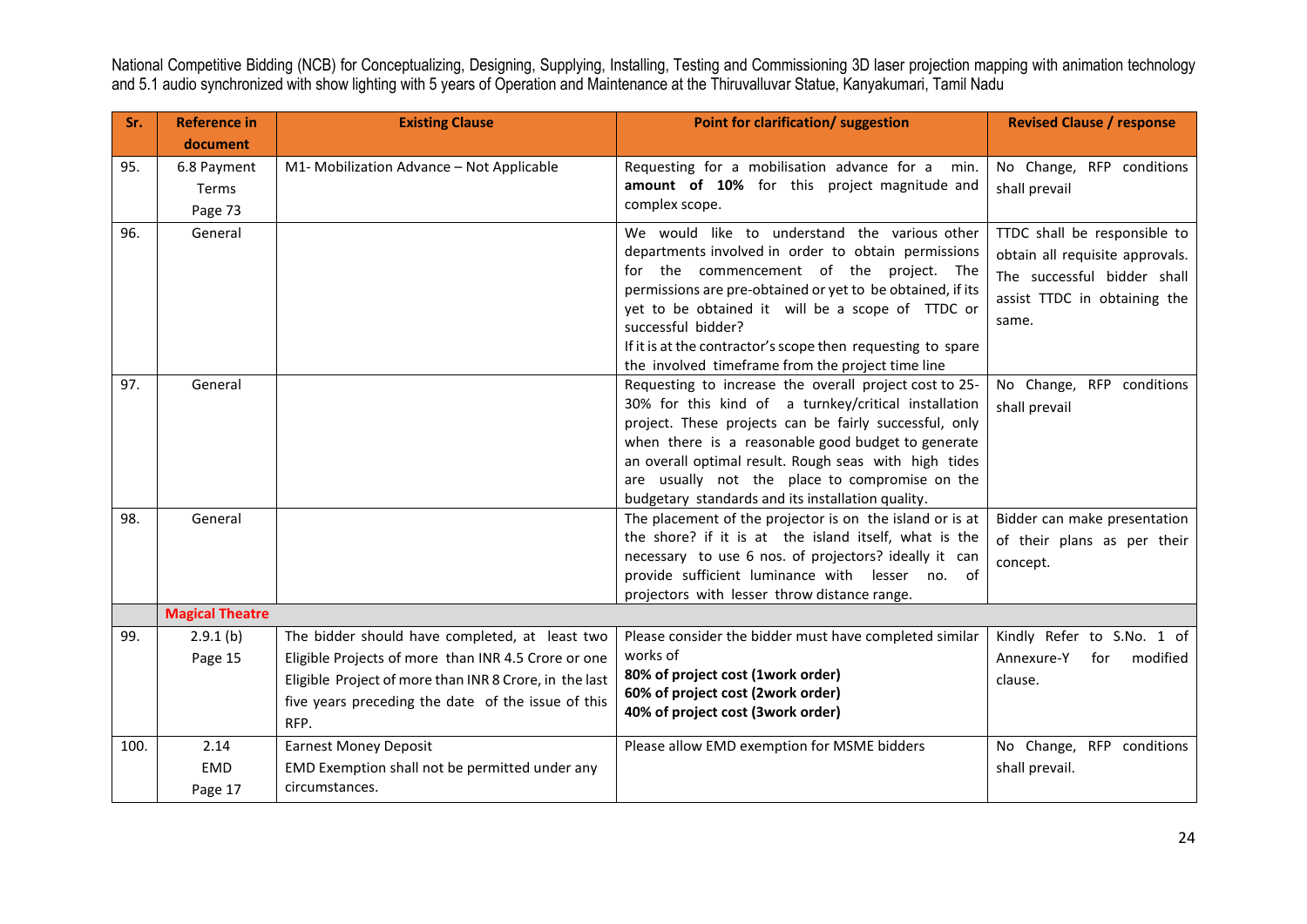| Sr. | Reference in document | Existing Clause | Point for clarification/ suggestion | Revised Clause / response |
|---|---|---|---|---|
| 95. | 6.8 Payment Terms Page 73 | M1- Mobilization Advance – Not Applicable | Requesting for a mobilisation advance for a min. **amount of 10%** for this project magnitude and complex scope. | No Change, RFP conditions shall prevail |
| 96. | General | | We would like to understand the various other departments involved in order to obtain permissions for the commencement of the project. The permissions are pre-obtained or yet to be obtained, if its yet to be obtained it will be a scope of TTDC or successful bidder?<br>If it is at the contractor's scope then requesting to spare the involved timeframe from the project time line | TTDC shall be responsible to obtain all requisite approvals. The successful bidder shall assist TTDC in obtaining the same. |
| 97. | General | | Requesting to increase the overall project cost to 25-30% for this kind of a turnkey/critical installation project. These projects can be fairly successful, only when there is a reasonable good budget to generate an overall optimal result. Rough seas with high tides are usually not the place to compromise on the budgetary standards and its installation quality. | No Change, RFP conditions shall prevail |
| 98. | General | | The placement of the projector is on the island or is at the shore? if it is at the island itself, what is the necessary to use 6 nos. of projectors? ideally it can provide sufficient luminance with lesser no. of projectors with lesser throw distance range. | Bidder can make presentation of their plans as per their concept. |
| | **Magical Theatre** | | | |
| 99. | 2.9.1 (b) Page 15 | The bidder should have completed, at least two Eligible Projects of more than INR 4.5 Crore or one Eligible Project of more than INR 8 Crore, in the last five years preceding the date of the issue of this RFP. | Please consider the bidder must have completed similar works of<br>**80% of project cost (1work order)**<br>**60% of project cost (2work order)**<br>**40% of project cost (3work order)** | Kindly Refer to S.No. 1 of Annexure-Y for modified clause. |
| 100. | 2.14 EMD Page 17 | Earnest Money Deposit<br>EMD Exemption shall not be permitted under any circumstances. | Please allow EMD exemption for MSME bidders | No Change, RFP conditions shall prevail. |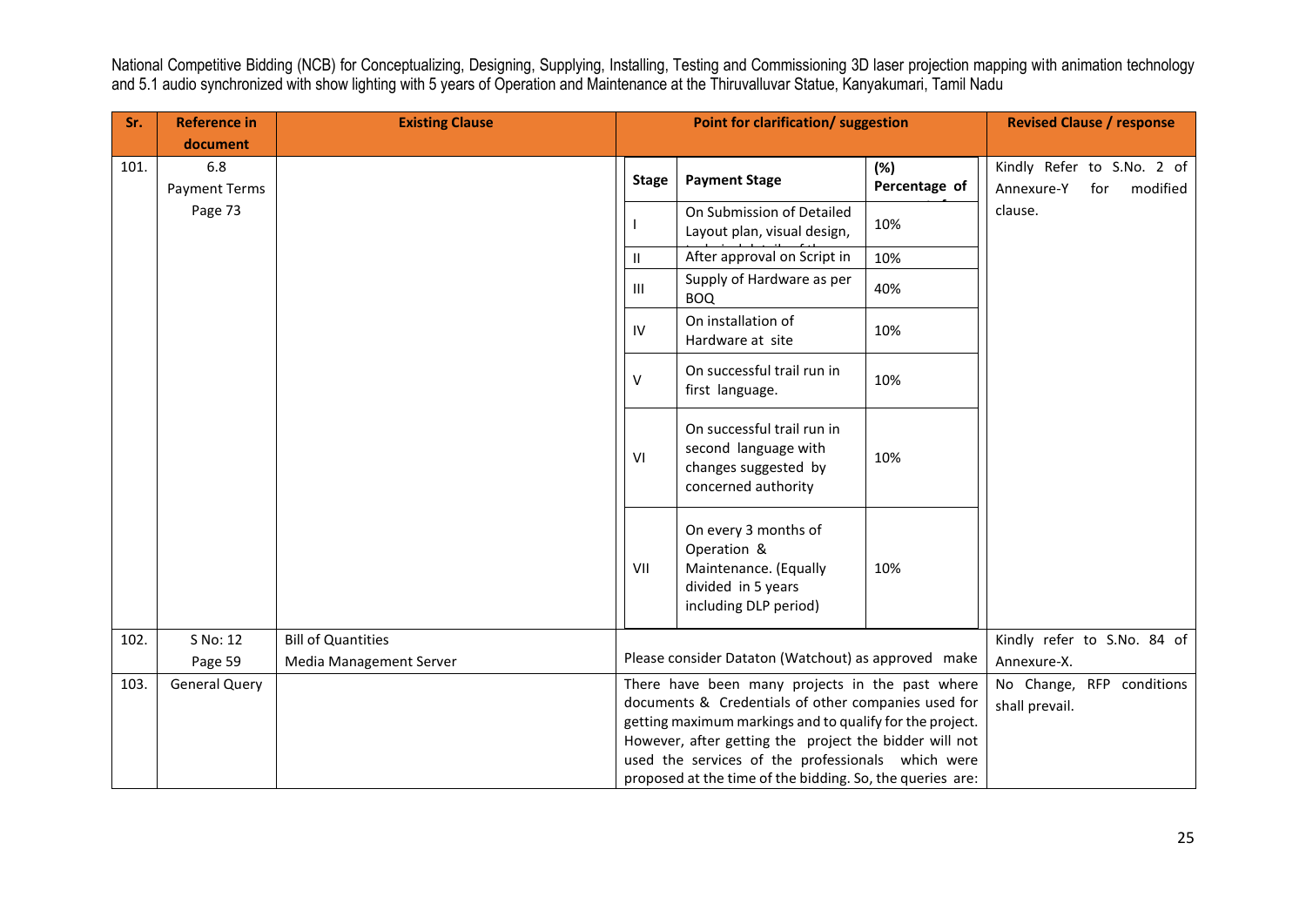National Competitive Bidding (NCB) for Conceptualizing, Designing, Supplying, Installing, Testing and Commissioning 3D laser projection mapping with animation technology and 5.1 audio synchronized with show lighting with 5 years of Operation and Maintenance at the Thiruvalluvar Statue, Kanyakumari, Tamil Nadu

| Sr. | Reference in document | Existing Clause | Point for clarification/ suggestion | Revised Clause / response |
|---|---|---|---|---|
| 101. | 6.8 Payment Terms Page 73 | | **Stage** / **Payment Stage** / **(%) Percentage of**<br>I / On Submission of Detailed Layout plan, visual design, / 10%<br>II / After approval on Script in / 10%<br>III / Supply of Hardware as per BOQ / 40%<br>IV / On installation of Hardware at site / 10%<br>V / On successful trail run in first language. / 10%<br>VI / On successful trail run in second language with changes suggested by concerned authority / 10%<br>VII / On every 3 months of Operation & Maintenance. (Equally divided in 5 years including DLP period) / 10% | Kindly Refer to S.No. 2 of Annexure-Y for modified clause. |
| 102. | S No: 12 Page 59 | Bill of Quantities Media Management Server | Please consider Dataton (Watchout) as approved make | Kindly refer to S.No. 84 of Annexure-X. |
| 103. | General Query | | There have been many projects in the past where documents & Credentials of other companies used for getting maximum markings and to qualify for the project. However, after getting the project the bidder will not used the services of the professionals which were proposed at the time of the bidding. So, the queries are: | No Change, RFP conditions shall prevail. |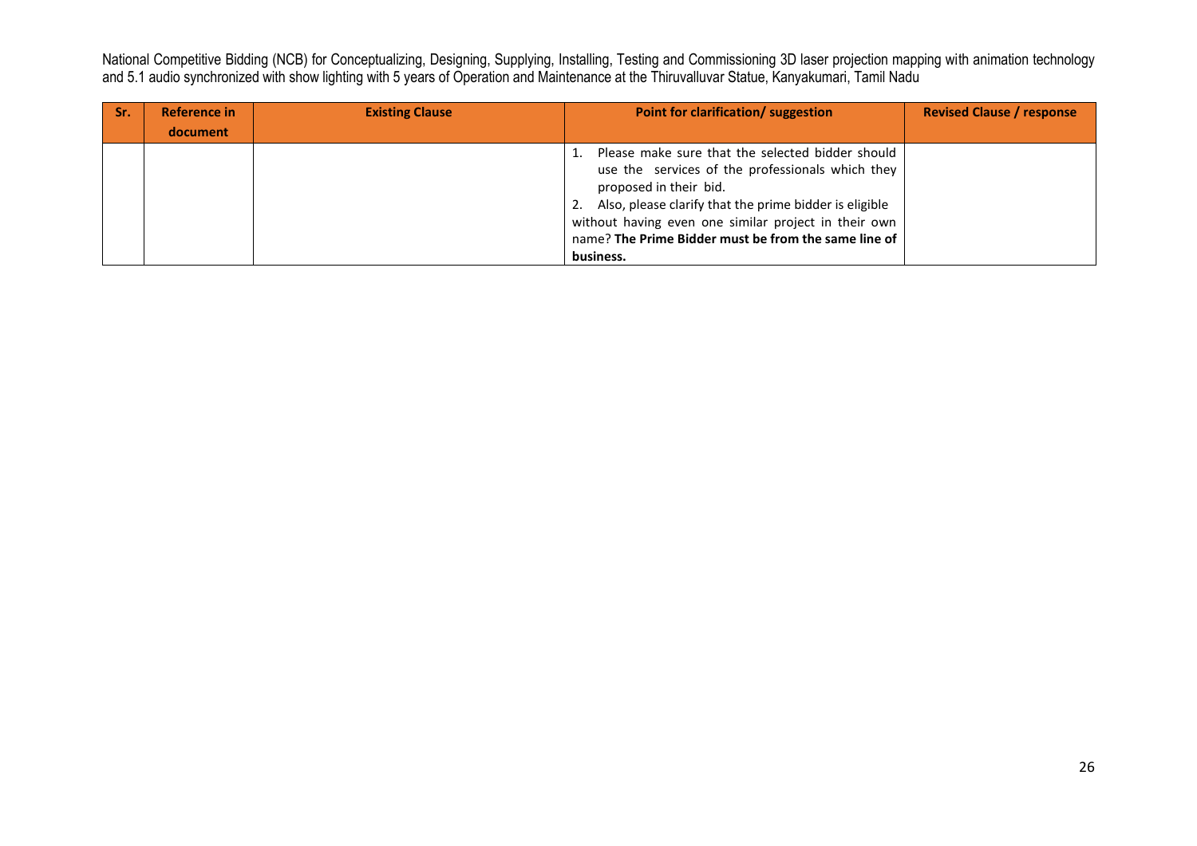National Competitive Bidding (NCB) for Conceptualizing, Designing, Supplying, Installing, Testing and Commissioning 3D laser projection mapping with animation technology and 5.1 audio synchronized with show lighting with 5 years of Operation and Maintenance at the Thiruvalluvar Statue, Kanyakumari, Tamil Nadu

| Sr. | Reference in document | Existing Clause | Point for clarification/ suggestion | Revised Clause / response |
|---|---|---|---|---|
| | | | 1. Please make sure that the selected bidder should use the services of the professionals which they proposed in their bid.<br>2. Also, please clarify that the prime bidder is eligible without having even one similar project in their own name? **The Prime Bidder must be from the same line of business.** | |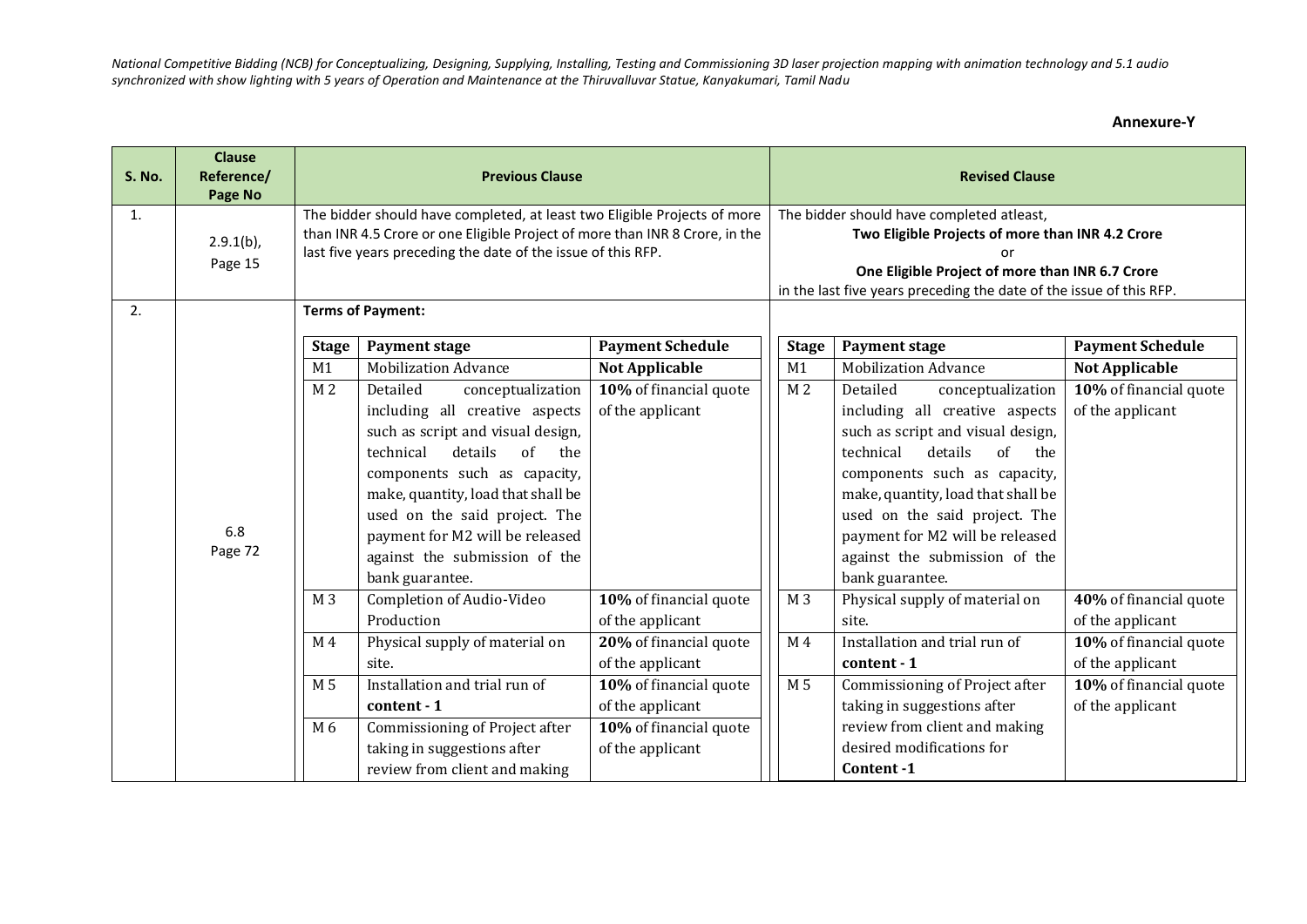**Annexure-Y**

| S. No. | Clause Reference/ Page No | Previous Clause | Revised Clause |
|---|---|---|---|
| 1. | 2.9.1(b), Page 15 | The bidder should have completed, at least two Eligible Projects of more than INR 4.5 Crore or one Eligible Project of more than INR 8 Crore, in the last five years preceding the date of the issue of this RFP. | The bidder should have completed atleast, **Two Eligible Projects of more than INR 4.2 Crore** or **One Eligible Project of more than INR 6.7 Crore** in the last five years preceding the date of the issue of this RFP. |
| 2. | 6.8 Page 72 | **Terms of Payment:** (see table below) | (see table below) |

**Previous Clause – Terms of Payment:**

| Stage | Payment stage | Payment Schedule |
|---|---|---|
| M1 | Mobilization Advance | **Not Applicable** |
| M 2 | Detailed conceptualization including all creative aspects such as script and visual design, technical details of the components such as capacity, make, quantity, load that shall be used on the said project. The payment for M2 will be released against the submission of the bank guarantee. | **10%** of financial quote of the applicant |
| M 3 | Completion of Audio-Video Production | **10%** of financial quote of the applicant |
| M 4 | Physical supply of material on site. | **20%** of financial quote of the applicant |
| M 5 | Installation and trial run of **content - 1** | **10%** of financial quote of the applicant |
| M 6 | Commissioning of Project after taking in suggestions after review from client and making | **10%** of financial quote of the applicant |

**Revised Clause – Terms of Payment:**

| Stage | Payment stage | Payment Schedule |
|---|---|---|
| M1 | Mobilization Advance | **Not Applicable** |
| M 2 | Detailed conceptualization including all creative aspects such as script and visual design, technical details of the components such as capacity, make, quantity, load that shall be used on the said project. The payment for M2 will be released against the submission of the bank guarantee. | **10%** of financial quote of the applicant |
| M 3 | Physical supply of material on site. | **40%** of financial quote of the applicant |
| M 4 | Installation and trial run of **content - 1** | **10%** of financial quote of the applicant |
| M 5 | Commissioning of Project after taking in suggestions after review from client and making desired modifications for **Content -1** | **10%** of financial quote of the applicant |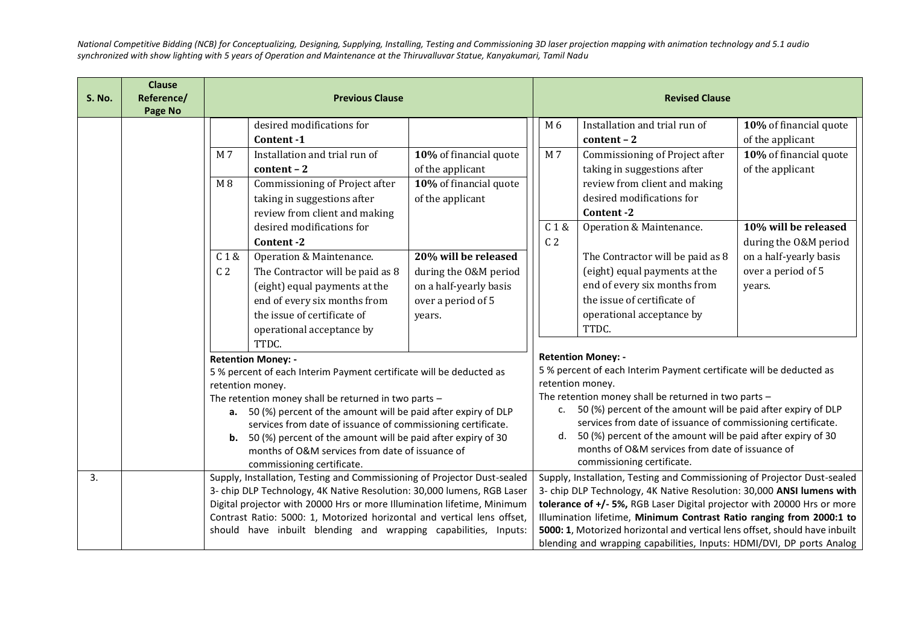| S. No. | Clause Reference/ Page No | Previous Clause | Revised Clause |
|---|---|---|---|
| | | \| | desired modifications for **Content -1** | \| <br> \| M 7 \| Installation and trial run of **content – 2** \| **10%** of financial quote of the applicant \| <br> \| M 8 \| Commissioning of Project after taking in suggestions after review from client and making desired modifications for **Content -2** \| **10%** of financial quote of the applicant \| <br> \| C 1 & C 2 \| Operation & Maintenance. The Contractor will be paid as 8 (eight) equal payments at the end of every six months from the issue of certificate of operational acceptance by TTDC. \| **20% will be released** during the O&M period on a half-yearly basis over a period of 5 years. \| <br><br> **Retention Money: -** <br> 5 % percent of each Interim Payment certificate will be deducted as retention money. <br> The retention money shall be returned in two parts – <br> **a.** 50 (%) percent of the amount will be paid after expiry of DLP services from date of issuance of commissioning certificate. <br> **b.** 50 (%) percent of the amount will be paid after expiry of 30 months of O&M services from date of issuance of commissioning certificate. | \| M 6 \| Installation and trial run of **content – 2** \| **10%** of financial quote of the applicant \| <br> \| M 7 \| Commissioning of Project after taking in suggestions after review from client and making desired modifications for **Content -2** \| **10%** of financial quote of the applicant \| <br> \| C 1 & C 2 \| Operation & Maintenance. The Contractor will be paid as 8 (eight) equal payments at the end of every six months from the issue of certificate of operational acceptance by TTDC. \| **10% will be released** during the O&M period on a half-yearly basis over a period of 5 years. \| <br><br> **Retention Money: -** <br> 5 % percent of each Interim Payment certificate will be deducted as retention money. <br> The retention money shall be returned in two parts – <br> c. 50 (%) percent of the amount will be paid after expiry of DLP services from date of issuance of commissioning certificate. <br> d. 50 (%) percent of the amount will be paid after expiry of 30 months of O&M services from date of issuance of commissioning certificate. |
| 3. | | Supply, Installation, Testing and Commissioning of Projector Dust-sealed 3- chip DLP Technology, 4K Native Resolution: 30,000 lumens, RGB Laser Digital projector with 20000 Hrs or more Illumination lifetime, Minimum Contrast Ratio: 5000: 1, Motorized horizontal and vertical lens offset, should have inbuilt blending and wrapping capabilities, Inputs: | Supply, Installation, Testing and Commissioning of Projector Dust-sealed 3- chip DLP Technology, 4K Native Resolution: 30,000 **ANSI lumens with tolerance of +/- 5%,** RGB Laser Digital projector with 20000 Hrs or more Illumination lifetime, **Minimum Contrast Ratio ranging from 2000:1 to 5000: 1**, Motorized horizontal and vertical lens offset, should have inbuilt blending and wrapping capabilities, Inputs: HDMI/DVI, DP ports Analog |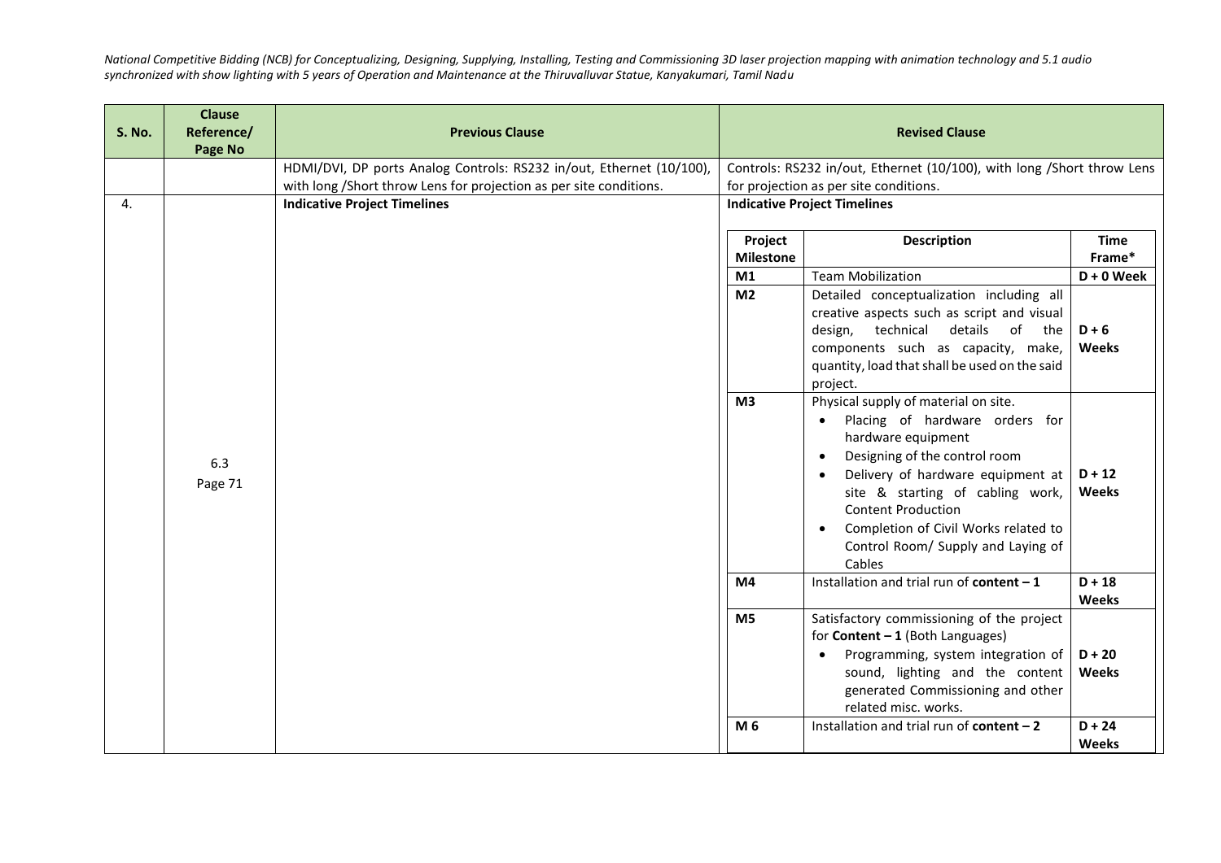| S. No. | Clause Reference/ Page No | Previous Clause | Revised Clause |
|---|---|---|---|
| | | HDMI/DVI, DP ports Analog Controls: RS232 in/out, Ethernet (10/100), with long /Short throw Lens for projection as per site conditions. | Controls: RS232 in/out, Ethernet (10/100), with long /Short throw Lens for projection as per site conditions. |
| 4. | 6.3 Page 71 | **Indicative Project Timelines** | **Indicative Project Timelines** |

| Project Milestone | Description | Time Frame* |
|---|---|---|
| **M1** | Team Mobilization | **D + 0 Week** |
| **M2** | Detailed conceptualization including all creative aspects such as script and visual design, technical details of the components such as capacity, make, quantity, load that shall be used on the said project. | **D + 6 Weeks** |
| **M3** | Physical supply of material on site.<br>• Placing of hardware orders for hardware equipment<br>• Designing of the control room<br>• Delivery of hardware equipment at site & starting of cabling work, Content Production<br>• Completion of Civil Works related to Control Room/ Supply and Laying of Cables | **D + 12 Weeks** |
| **M4** | Installation and trial run of **content – 1** | **D + 18 Weeks** |
| **M5** | Satisfactory commissioning of the project for **Content – 1** (Both Languages)<br>• Programming, system integration of sound, lighting and the content generated Commissioning and other related misc. works. | **D + 20 Weeks** |
| **M 6** | Installation and trial run of **content – 2** | **D + 24 Weeks** |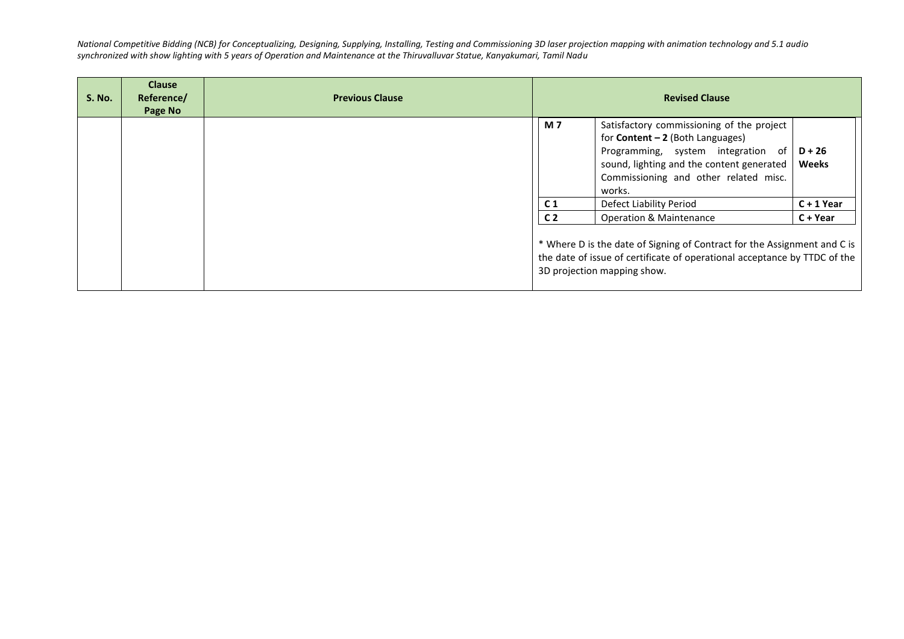| S. No. | Clause Reference/ Page No | Previous Clause | Revised Clause | | |
|---|---|---|---|---|---|
| | | | **M 7** | Satisfactory commissioning of the project for **Content – 2** (Both Languages) Programming, system integration of sound, lighting and the content generated Commissioning and other related misc. works. | **D + 26 Weeks** |
| | | | **C 1** | Defect Liability Period | **C + 1 Year** |
| | | | **C 2** | Operation & Maintenance | **C + Year** |
| | | | * Where D is the date of Signing of Contract for the Assignment and C is the date of issue of certificate of operational acceptance by TTDC of the 3D projection mapping show. | | |